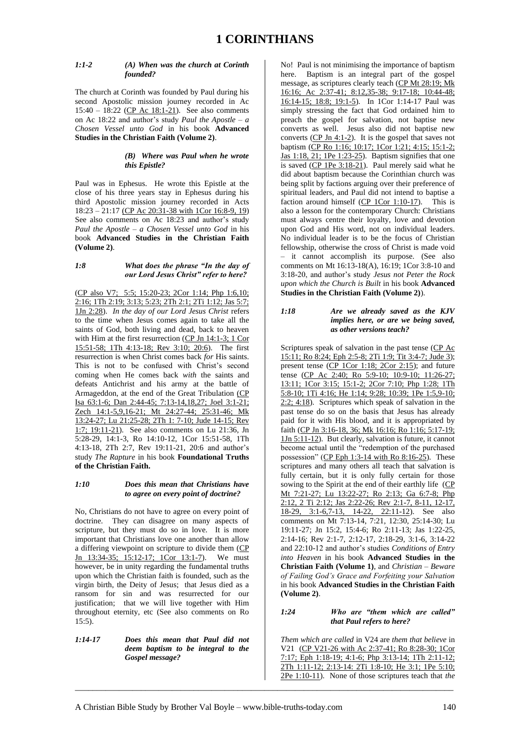# 1 CORINTHIANS

### *1:1-2 (A) When was the church at Corinth founded?*

The church at Corinth was founded by Paul during his second Apostolic mission journey recorded in Ac 15:40 – 18:22 (CP Ac 18:1-21). See also comments on Ac 18:22 and author's study *Paul the Apostle – a Chosen Vessel unto God* in his book **Advanced Studies in the Christian Faith (Volume 2)**.

### *(B) Where was Paul when he wrote this Epistle?*

Paul was in Ephesus. He wrote this Epistle at the close of his three years stay in Ephesus during his third Apostolic mission journey recorded in Acts 18:23 – 21:17 (CP Ac 20:31-38 with 1Cor 16:8-9, 19) See also comments on Ac 18:23 and author's study *Paul the Apostle – a Chosen Vessel unto God* in his book **Advanced Studies in the Christian Faith (Volume 2)**.

### *1:8 What does the phrase "In the day of our Lord Jesus Christ" refer to here?*

(CP also V7; 5:5; 15:20-23; 2Cor 1:14; Php 1:6,10; 2:16; 1Th 2:19; 3:13; 5:23; 2Th 2:1; 2Ti 1:12; Jas 5:7; 1Jn 2:28). *In the day of our Lord Jesus Christ* refers to the time when Jesus comes again to take all the saints of God, both living and dead, back to heaven with Him at the first resurrection (CP Jn 14:1-3; 1 Cor 15:51-58; 1Th 4:13-18; Rev 3:10; 20:6). The first resurrection is when Christ comes back *for* His saints. This is not to be confused with Christ's second coming when He comes back *with* the saints and defeats Antichrist and his army at the battle of Armageddon, at the end of the Great Tribulation (CP Isa 63:1-6; Dan 2:44-45; 7:13-14,18,27; Joel 3:1-21; Zech 14:1-5,9,16-21; Mt 24:27-44; 25:31-46; Mk 13:24-27; Lu 21:25-28; 2Th 1: 7-10; Jude 14-15; Rev 1:7; 19:11-21). See also comments on Lu 21:36, Jn 5:28-29, 14:1-3, Ro 14:10-12, 1Cor 15:51-58, 1Th 4:13-18, 2Th 2:7, Rev 19:11-21, 20:6 and author's study *The Rapture* in his book **Foundational Truths of the Christian Faith.**

### *1:10 Does this mean that Christians have to agree on every point of doctrine?*

No, Christians do not have to agree on every point of doctrine. They can disagree on many aspects of scripture, but they must do so in love. It is more important that Christians love one another than allow a differing viewpoint on scripture to divide them (CP Jn 13:34-35; 15:12-17; 1Cor 13:1-7). We must however, be in unity regarding the fundamental truths upon which the Christian faith is founded, such as the virgin birth, the Deity of Jesus; that Jesus died as a ransom for sin and was resurrected for our justification; that we will live together with Him throughout eternity, etc (See also comments on Ro 15:5).

### *1:14-17 Does this mean that Paul did not deem baptism to be integral to the Gospel message?*

No! Paul is not minimising the importance of baptism here. Baptism is an integral part of the gospel message, as scriptures clearly teach (CP Mt 28:19; Mk 16:16; Ac 2:37-41; 8:12,35-38; 9:17-18; 10:44-48; 16:14-15; 18:8; 19:1-5). In 1Cor 1:14-17 Paul was simply stressing the fact that God ordained him to preach the gospel for salvation, not baptise new converts as well. Jesus also did not baptise new converts (CP Jn 4:1-2). It is the gospel that saves not baptism (CP Ro 1:16; 10:17; 1Cor 1:21; 4:15; 15:1-2; Jas 1:18, 21; 1Pe 1:23-25). Baptism signifies that one is saved (CP 1Pe 3:18-21). Paul merely said what he did about baptism because the Corinthian church was being split by factions arguing over their preference of spiritual leaders, and Paul did not intend to baptise a faction around himself (CP 1Cor 1:10-17). This is also a lesson for the contemporary Church: Christians must always centre their loyalty, love and devotion upon God and His word, not on individual leaders. No individual leader is to be the focus of Christian fellowship, otherwise the cross of Christ is made void – it cannot accomplish its purpose. (See also comments on Mt 16:13-18(A), 16:19; 1Cor 3:8-10 and 3:18-20, and author's study *Jesus not Peter the Rock upon which the Church is Built* in his book **Advanced Studies in the Christian Faith (Volume 2)**).

### *1:18 Are we already saved as the KJV implies here, or are we being saved, as other versions teach?*

Scriptures speak of salvation in the past tense (CP Ac 15:11; Ro 8:24; Eph 2:5-8; 2Ti 1:9; Tit 3:4-7; Jude 3); present tense (CP 1Cor 1:18; 2Cor 2:15); and future tense (CP Ac 2:40; Ro 5:9-10; 10:9-10; 11:26-27; 13:11; 1Cor 3:15; 15:1-2; 2Cor 7:10; Php 1:28; 1Th 5:8-10; 1Ti 4:16; He 1:14; 9:28; 10:39; 1Pe 1:5,9-10; 2:2; 4:18). Scriptures which speak of salvation in the past tense do so on the basis that Jesus has already paid for it with His blood, and it is appropriated by faith (CP Jn 3:16-18, 36; Mk 16:16; Ro 1:16; 5:17-19; 1Jn 5:11-12). But clearly, salvation is future, it cannot become actual until the "redemption of the purchased possession" (CP Eph 1:3-14 with Ro 8:16-25). These scriptures and many others all teach that salvation is fully certain, but it is only fully certain for those sowing to the Spirit at the end of their earthly life (CP Mt 7:21-27; Lu 13:22-27; Ro 2:13; Ga 6:7-8; Php 2:12, 2 Ti 2:12; Jas 2:22-26; Rev 2:1-7, 8-11, 12-17, 18-29, 3:1-6,7-13, 14-22, 22:11-12). See also comments on Mt 7:13-14, 7:21, 12:30, 25:14-30; Lu 19:11-27; Jn 15:2, 15:4-6; Ro 2:11-13; Jas 1:22-25, 2:14-16; Rev 2:1-7, 2:12-17, 2:18-29, 3:1-6, 3:14-22 and 22:10-12 and author's studies *Conditions of Entry into Heaven* in his book **Advanced Studies in the Christian Faith (Volume 1)**, and *Christian – Beware of Failing God's Grace and Forfeiting your Salvation* in his book **Advanced Studies in the Christian Faith (Volume 2)**.

### *1:24 Who are "them which are called" that Paul refers to here?*

*Them which are called* in V24 are *them that believe* in V21 (CP V21-26 with Ac 2:37-41; Ro 8:28-30; 1Cor 7:17; Eph 1:18-19; 4:1-6; Php 3:13-14; 1Th 2:11-12; 2Th 1:11-12; 2:13-14: 2Ti 1:8-10; He 3:1; 1Pe 5:10; 2Pe 1:10-11). None of those scriptures teach that *the*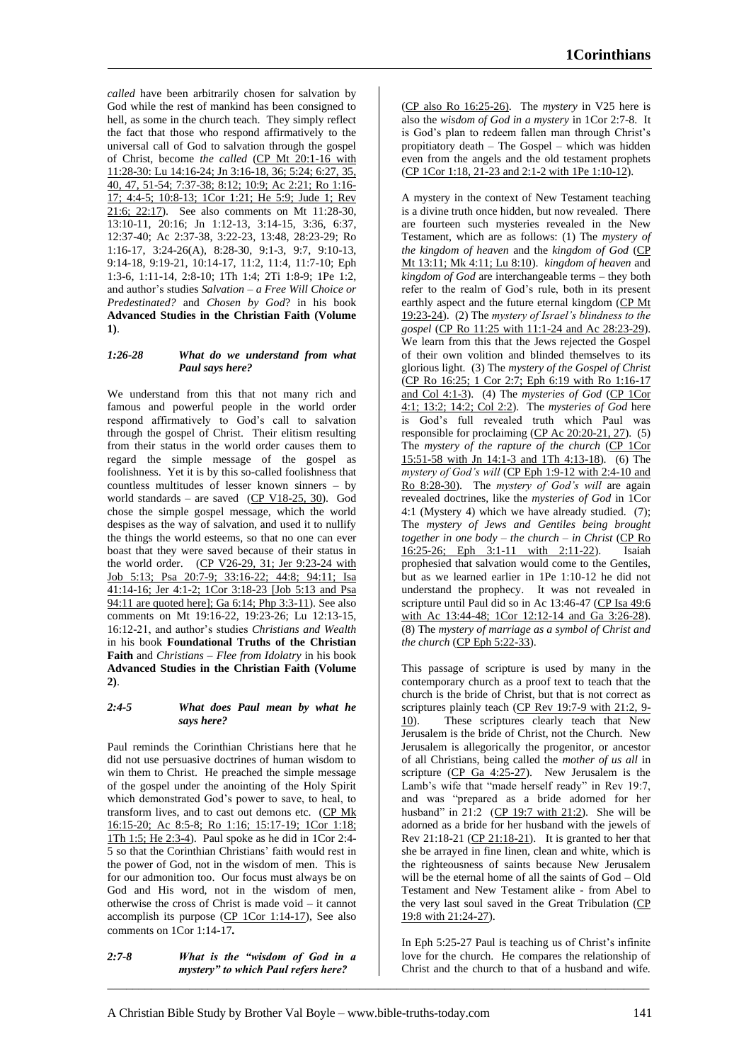*called* have been arbitrarily chosen for salvation by God while the rest of mankind has been consigned to hell, as some in the church teach. They simply reflect the fact that those who respond affirmatively to the universal call of God to salvation through the gospel of Christ, become *the called* (CP Mt 20:1-16 with 11:28-30: Lu 14:16-24; Jn 3:16-18, 36; 5:24; 6:27, 35, 40, 47, 51-54; 7:37-38; 8:12; 10:9; Ac 2:21; Ro 1:16-17; 4:4-5; 10:8-13; 1Cor 1:21; He 5:9; Jude 1; Rev 21:6; 22:17). See also comments on Mt 11:28-30, 13:10-11, 20:16; Jn 1:12-13, 3:14-15, 3:36, 6:37, 12:37-40; Ac 2:37-38, 3:22-23, 13:48, 28:23-29; Ro 1:16-17, 3:24-26(A), 8:28-30, 9:1-3, 9:7, 9:10-13, 9:14-18, 9:19-21, 10:14-17, 11:2, 11:4, 11:7-10; Eph 1:3-6, 1:11-14, 2:8-10; 1Th 1:4; 2Ti 1:8-9; 1Pe 1:2, and author's studies *Salvation – a Free Will Choice or Predestinated?* and *Chosen by God*? in his book **Advanced Studies in the Christian Faith (Volume 1)**.

### *1:26-28 What do we understand from what Paul says here?*

We understand from this that not many rich and famous and powerful people in the world order respond affirmatively to God's call to salvation through the gospel of Christ. Their elitism resulting from their status in the world order causes them to regard the simple message of the gospel as foolishness. Yet it is by this so-called foolishness that countless multitudes of lesser known sinners – by world standards – are saved (CP V18-25, 30). God chose the simple gospel message, which the world despises as the way of salvation, and used it to nullify the things the world esteems, so that no one can ever boast that they were saved because of their status in the world order. (CP V26-29, 31; Jer 9:23-24 with Job 5:13; Psa 20:7-9; 33:16-22; 44:8; 94:11; Isa 41:14-16; Jer 4:1-2; 1Cor 3:18-23 [Job 5:13 and Psa 94:11 are quoted here]; Ga 6:14; Php 3:3-11). See also comments on Mt 19:16-22, 19:23-26; Lu 12:13-15, 16:12-21, and author's studies *Christians and Wealth* in his book **Foundational Truths of the Christian Faith** and *Christians – Flee from Idolatry* in his book **Advanced Studies in the Christian Faith (Volume 2)**.

### *2:4-5 What does Paul mean by what he says here?*

Paul reminds the Corinthian Christians here that he did not use persuasive doctrines of human wisdom to win them to Christ. He preached the simple message of the gospel under the anointing of the Holy Spirit which demonstrated God's power to save, to heal, to transform lives, and to cast out demons etc. (CP Mk 16:15-20; Ac 8:5-8; Ro 1:16; 15:17-19; 1Cor 1:18; 1Th 1:5; He 2:3-4). Paul spoke as he did in 1Cor 2:4-5 so that the Corinthian Christians' faith would rest in the power of God, not in the wisdom of men. This is for our admonition too. Our focus must always be on God and His word, not in the wisdom of men, otherwise the cross of Christ is made void – it cannot accomplish its purpose (CP 1Cor 1:14-17), See also comments on 1Cor 1:14-17**.**

### *2:7-8 What is the "wisdom of God in a mystery" to which Paul refers here?*

(CP also Ro 16:25-26). The *mystery* in V25 here is also the *wisdom of God in a mystery* in 1Cor 2:7-8. It is God's plan to redeem fallen man through Christ's propitiatory death – The Gospel – which was hidden even from the angels and the old testament prophets (CP 1Cor 1:18, 21-23 and 2:1-2 with 1Pe 1:10-12).

A mystery in the context of New Testament teaching is a divine truth once hidden, but now revealed. There are fourteen such mysteries revealed in the New Testament, which are as follows: (1) The *mystery of the kingdom of heaven* and the *kingdom of God* (CP Mt 13:11; Mk 4:11; Lu 8:10). *kingdom of heaven* and *kingdom of God* are interchangeable terms – they both refer to the realm of God's rule, both in its present earthly aspect and the future eternal kingdom (CP Mt 19:23-24). (2) The *mystery of Israel's blindness to the gospel* (CP Ro 11:25 with 11:1-24 and Ac 28:23-29). We learn from this that the Jews rejected the Gospel of their own volition and blinded themselves to its glorious light. (3) The *mystery of the Gospel of Christ* (CP Ro 16:25; 1 Cor 2:7; Eph 6:19 with Ro 1:16-17 and Col 4:1-3). (4) The *mysteries of God* (CP 1Cor 4:1; 13:2; 14:2; Col 2:2). The *mysteries of God* here is God's full revealed truth which Paul was responsible for proclaiming (CP Ac 20:20-21, 27). (5) The *mystery of the rapture of the church* (CP 1Cor 15:51-58 with Jn 14:1-3 and 1Th 4:13-18). (6) The *mystery of God's will* (CP Eph 1:9-12 with 2:4-10 and Ro 8:28-30). The *mystery of God's will* are again revealed doctrines, like the *mysteries of God* in 1Cor 4:1 (Mystery 4) which we have already studied. (7); The *mystery of Jews and Gentiles being brought together in one body – the church – in Christ* (CP Ro 16:25-26; Eph 3:1-11 with 2:11-22). Isaiah prophesied that salvation would come to the Gentiles, but as we learned earlier in 1Pe 1:10-12 he did not understand the prophecy. It was not revealed in scripture until Paul did so in Ac 13:46-47 (CP Isa 49:6 with Ac 13:44-48; 1Cor 12:12-14 and Ga 3:26-28). (8) The *mystery of marriage as a symbol of Christ and the church* (CP Eph 5:22-33).

This passage of scripture is used by many in the contemporary church as a proof text to teach that the church is the bride of Christ, but that is not correct as scriptures plainly teach (CP Rev 19:7-9 with 21:2, 9-10). These scriptures clearly teach that New Jerusalem is the bride of Christ, not the Church. New Jerusalem is allegorically the progenitor, or ancestor of all Christians, being called the *mother of us all* in scripture (CP Ga 4:25-27). New Jerusalem is the Lamb's wife that "made herself ready" in Rev 19:7, and was "prepared as a bride adorned for her husband" in 21:2 (CP 19:7 with 21:2). She will be adorned as a bride for her husband with the jewels of Rev 21:18-21 (CP 21:18-21). It is granted to her that she be arrayed in fine linen, clean and white, which is the righteousness of saints because New Jerusalem will be the eternal home of all the saints of God – Old Testament and New Testament alike - from Abel to the very last soul saved in the Great Tribulation (CP 19:8 with 21:24-27).

In Eph 5:25-27 Paul is teaching us of Christ's infinite love for the church. He compares the relationship of Christ and the church to that of a husband and wife.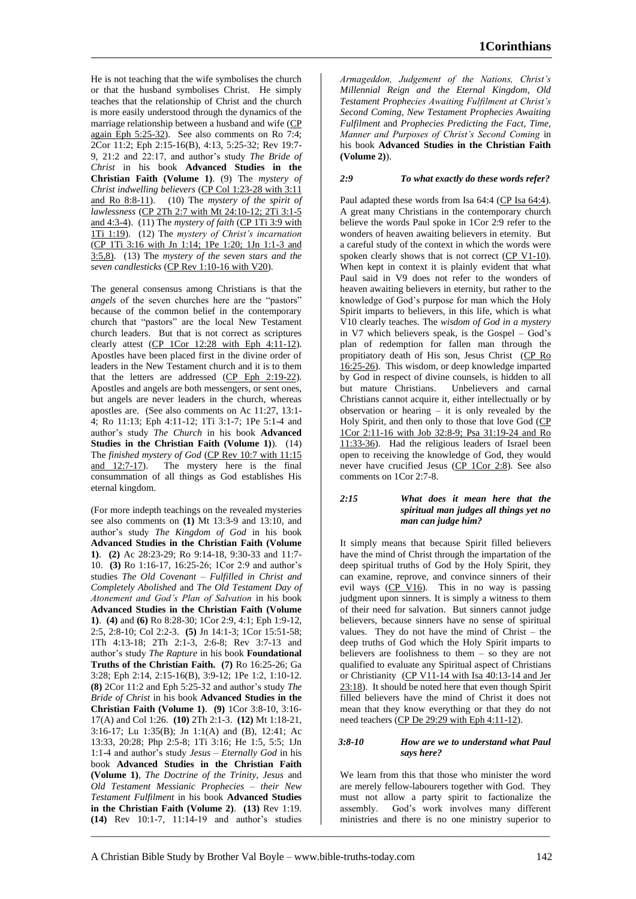He is not teaching that the wife symbolises the church or that the husband symbolises Christ. He simply teaches that the relationship of Christ and the church is more easily understood through the dynamics of the marriage relationship between a husband and wife (CP again Eph 5:25-32). See also comments on Ro 7:4; 2Cor 11:2; Eph 2:15-16(B), 4:13, 5:25-32; Rev 19:7-9, 21:2 and 22:17, and author's study *The Bride of Christ* in his book **Advanced Studies in the Christian Faith (Volume 1)**. (9) The *mystery of Christ indwelling believers* (CP Col 1:23-28 with 3:11 and Ro 8:8-11). (10) The *mystery of the spirit of lawlessness* (CP 2Th 2:7 with Mt 24:10-12; 2Ti 3:1-5 and 4:3-4). (11) The *mystery of faith* (CP 1Ti 3:9 with 1Ti 1:19). (12) The *mystery of Christ's incarnation* (CP 1Ti 3:16 with Jn 1:14; 1Pe 1:20; 1Jn 1:1-3 and 3:5,8). (13) The *mystery of the seven stars and the seven candlesticks* (CP Rev 1:10-16 with V20).

The general consensus among Christians is that the *angels* of the seven churches here are the "pastors" because of the common belief in the contemporary church that "pastors" are the local New Testament church leaders. But that is not correct as scriptures clearly attest (CP 1Cor 12:28 with Eph 4:11-12). Apostles have been placed first in the divine order of leaders in the New Testament church and it is to them that the letters are addressed (CP Eph 2:19-22). Apostles and angels are both messengers, or sent ones, but angels are never leaders in the church, whereas apostles are. (See also comments on Ac 11:27, 13:1-4; Ro 11:13; Eph 4:11-12; 1Ti 3:1-7; 1Pe 5:1-4 and author's study *The Church* in his book **Advanced Studies in the Christian Faith (Volume 1)**). (14) The *finished mystery of God* (CP Rev 10:7 with 11:15 and 12:7-17). The mystery here is the final consummation of all things as God establishes His eternal kingdom.

(For more indepth teachings on the revealed mysteries see also comments on **(1)** Mt 13:3-9 and 13:10, and author's study *The Kingdom of God* in his book **Advanced Studies in the Christian Faith (Volume 1)**. **(2)** Ac 28:23-29; Ro 9:14-18, 9:30-33 and 11:7-10. **(3)** Ro 1:16-17, 16:25-26; 1Cor 2:9 and author's studies *The Old Covenant – Fulfilled in Christ and Completely Abolished* and *The Old Testament Day of Atonement and God's Plan of Salvation* in his book **Advanced Studies in the Christian Faith (Volume 1)**. **(4)** and **(6)** Ro 8:28-30; 1Cor 2:9, 4:1; Eph 1:9-12, 2:5, 2:8-10; Col 2:2-3. **(5)** Jn 14:1-3; 1Cor 15:51-58; 1Th 4:13-18; 2Th 2:1-3, 2:6-8; Rev 3:7-13 and author's study *The Rapture* in his book **Foundational Truths of the Christian Faith.** **(7)** Ro 16:25-26; Ga 3:28; Eph 2:14, 2:15-16(B), 3:9-12; 1Pe 1:2, 1:10-12. **(8)** 2Cor 11:2 and Eph 5:25-32 and author's study *The Bride of Christ* in his book **Advanced Studies in the Christian Faith (Volume 1)**. **(9)** 1Cor 3:8-10, 3:16-17(A) and Col 1:26. **(10)** 2Th 2:1-3. **(12)** Mt 1:18-21, 3:16-17; Lu 1:35(B); Jn 1:1(A) and (B), 12:41; Ac 13:33, 20:28; Php 2:5-8; 1Ti 3:16; He 1:5, 5:5; 1Jn 1:1-4 and author's study *Jesus – Eternally God* in his book **Advanced Studies in the Christian Faith (Volume 1)**, *The Doctrine of the Trinity, Jesus* and *Old Testament Messianic Prophecies – their New Testament Fulfilment* in his book **Advanced Studies in the Christian Faith (Volume 2)**. **(13)** Rev 1:19. **(14)** Rev 10:1-7, 11:14-19 and author's studies *Armageddon, Judgement of the Nations, Christ's Millennial Reign and the Eternal Kingdom, Old Testament Prophecies Awaiting Fulfilment at Christ's Second Coming, New Testament Prophecies Awaiting Fulfilment* and *Prophecies Predicting the Fact, Time, Manner and Purposes of Christ's Second Coming* in his book **Advanced Studies in the Christian Faith (Volume 2)**).

### *2:9 To what exactly do these words refer?*

Paul adapted these words from Isa 64:4 (CP Isa 64:4). A great many Christians in the contemporary church believe the words Paul spoke in 1Cor 2:9 refer to the wonders of heaven awaiting believers in eternity. But a careful study of the context in which the words were spoken clearly shows that is not correct (CP V1-10). When kept in context it is plainly evident that what Paul said in V9 does not refer to the wonders of heaven awaiting believers in eternity, but rather to the knowledge of God's purpose for man which the Holy Spirit imparts to believers, in this life, which is what V10 clearly teaches. The *wisdom of God in a mystery* in V7 which believers speak, is the Gospel – God's plan of redemption for fallen man through the propitiatory death of His son, Jesus Christ (CP Ro 16:25-26). This wisdom, or deep knowledge imparted by God in respect of divine counsels, is hidden to all but mature Christians. Unbelievers and carnal Christians cannot acquire it, either intellectually or by observation or hearing – it is only revealed by the Holy Spirit, and then only to those that love God (CP 1Cor 2:11-16 with Job 32:8-9; Psa 31:19-24 and Ro 11:33-36). Had the religious leaders of Israel been open to receiving the knowledge of God, they would never have crucified Jesus (CP 1Cor 2:8). See also comments on 1Cor 2:7-8.

### *2:15 What does it mean here that the spiritual man judges all things yet no man can judge him?*

It simply means that because Spirit filled believers have the mind of Christ through the impartation of the deep spiritual truths of God by the Holy Spirit, they can examine, reprove, and convince sinners of their evil ways (CP V16). This in no way is passing judgment upon sinners. It is simply a witness to them of their need for salvation. But sinners cannot judge believers, because sinners have no sense of spiritual values. They do not have the mind of Christ – the deep truths of God which the Holy Spirit imparts to believers are foolishness to them – so they are not qualified to evaluate any Spiritual aspect of Christians or Christianity (CP V11-14 with Isa 40:13-14 and Jer 23:18). It should be noted here that even though Spirit filled believers have the mind of Christ it does not mean that they know everything or that they do not need teachers (CP De 29:29 with Eph 4:11-12).

### *3:8-10 How are we to understand what Paul says here?*

We learn from this that those who minister the word are merely fellow-labourers together with God. They must not allow a party spirit to factionalize the assembly. God's work involves many different ministries and there is no one ministry superior to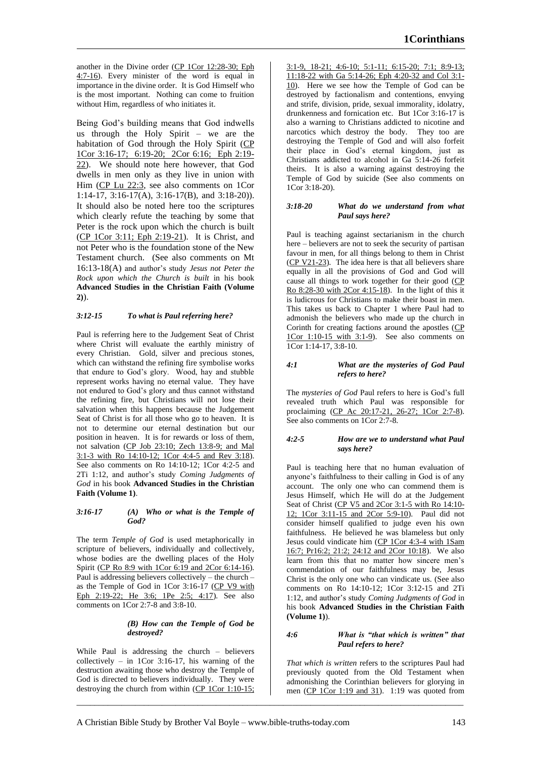another in the Divine order (CP 1Cor 12:28-30; Eph 4:7-16). Every minister of the word is equal in importance in the divine order. It is God Himself who is the most important. Nothing can come to fruition without Him, regardless of who initiates it.

Being God's building means that God indwells us through the Holy Spirit – we are the habitation of God through the Holy Spirit (CP 1Cor 3:16-17; 6:19-20; 2Cor 6:16; Eph 2:19-22). We should note here however, that God dwells in men only as they live in union with Him (CP Lu 22:3, see also comments on 1Cor 1:14-17, 3:16-17(A), 3:16-17(B), and 3:18-20)). It should also be noted here too the scriptures which clearly refute the teaching by some that Peter is the rock upon which the church is built (CP 1Cor 3:11; Eph 2:19-21). It is Christ, and not Peter who is the foundation stone of the New Testament church. (See also comments on Mt 16:13-18(A) and author's study *Jesus not Peter the Rock upon which the Church is built* in his book **Advanced Studies in the Christian Faith (Volume 2)**).

### *3:12-15 To what is Paul referring here?*

Paul is referring here to the Judgement Seat of Christ where Christ will evaluate the earthly ministry of every Christian. Gold, silver and precious stones, which can withstand the refining fire symbolise works that endure to God's glory. Wood, hay and stubble represent works having no eternal value. They have not endured to God's glory and thus cannot withstand the refining fire, but Christians will not lose their salvation when this happens because the Judgement Seat of Christ is for all those who go to heaven. It is not to determine our eternal destination but our position in heaven. It is for rewards or loss of them, not salvation (CP Job 23:10; Zech 13:8-9; and Mal 3:1-3 with Ro 14:10-12; 1Cor 4:4-5 and Rev 3:18). See also comments on Ro 14:10-12; 1Cor 4:2-5 and 2Ti 1:12, and author's study *Coming Judgments of God* in his book **Advanced Studies in the Christian Faith (Volume 1)**.

### *3:16-17 (A) Who or what is the Temple of God?*

The term *Temple of God* is used metaphorically in scripture of believers, individually and collectively, whose bodies are the dwelling places of the Holy Spirit (CP Ro 8:9 with 1Cor 6:19 and 2Cor 6:14-16). Paul is addressing believers collectively – the church – as the Temple of God in 1Cor 3:16-17 (CP V9 with Eph 2:19-22; He 3:6; 1Pe 2:5; 4:17). See also comments on 1Cor 2:7-8 and 3:8-10.

### *(B) How can the Temple of God be destroyed?*

While Paul is addressing the church – believers collectively – in 1Cor 3:16-17, his warning of the destruction awaiting those who destroy the Temple of God is directed to believers individually. They were destroying the church from within (CP 1Cor 1:10-15; 3:1-9, 18-21; 4:6-10; 5:1-11; 6:15-20; 7:1; 8:9-13; 11:18-22 with Ga 5:14-26; Eph 4:20-32 and Col 3:1-10). Here we see how the Temple of God can be destroyed by factionalism and contentions, envying and strife, division, pride, sexual immorality, idolatry, drunkenness and fornication etc. But 1Cor 3:16-17 is also a warning to Christians addicted to nicotine and narcotics which destroy the body. They too are destroying the Temple of God and will also forfeit their place in God's eternal kingdom, just as Christians addicted to alcohol in Ga 5:14-26 forfeit theirs. It is also a warning against destroying the Temple of God by suicide (See also comments on 1Cor 3:18-20).

### *3:18-20 What do we understand from what Paul says here?*

Paul is teaching against sectarianism in the church here – believers are not to seek the security of partisan favour in men, for all things belong to them in Christ (CP V21-23). The idea here is that all believers share equally in all the provisions of God and God will cause all things to work together for their good (CP Ro 8:28-30 with 2Cor 4:15-18). In the light of this it is ludicrous for Christians to make their boast in men. This takes us back to Chapter 1 where Paul had to admonish the believers who made up the church in Corinth for creating factions around the apostles (CP 1Cor 1:10-15 with 3:1-9). See also comments on 1Cor 1:14-17, 3:8-10.

### *4:1 What are the mysteries of God Paul refers to here?*

The *mysteries of God* Paul refers to here is God's full revealed truth which Paul was responsible for proclaiming (CP Ac 20:17-21, 26-27; 1Cor 2:7-8). See also comments on 1Cor 2:7-8.

### *4:2-5 How are we to understand what Paul says here?*

Paul is teaching here that no human evaluation of anyone's faithfulness to their calling in God is of any account. The only one who can commend them is Jesus Himself, which He will do at the Judgement Seat of Christ (CP V5 and 2Cor 3:1-5 with Ro 14:10-12; 1Cor 3:11-15 and 2Cor 5:9-10). Paul did not consider himself qualified to judge even his own faithfulness. He believed he was blameless but only Jesus could vindicate him (CP 1Cor 4:3-4 with 1Sam 16:7; Pr16:2; 21:2; 24:12 and 2Cor 10:18). We also learn from this that no matter how sincere men's commendation of our faithfulness may be, Jesus Christ is the only one who can vindicate us. (See also comments on Ro 14:10-12; 1Cor 3:12-15 and 2Ti 1:12, and author's study *Coming Judgments of God* in his book **Advanced Studies in the Christian Faith (Volume 1)**).

### *4:6 What is "that which is written" that Paul refers to here?*

*That which is written* refers to the scriptures Paul had previously quoted from the Old Testament when admonishing the Corinthian believers for glorying in men (CP 1Cor 1:19 and 31). 1:19 was quoted from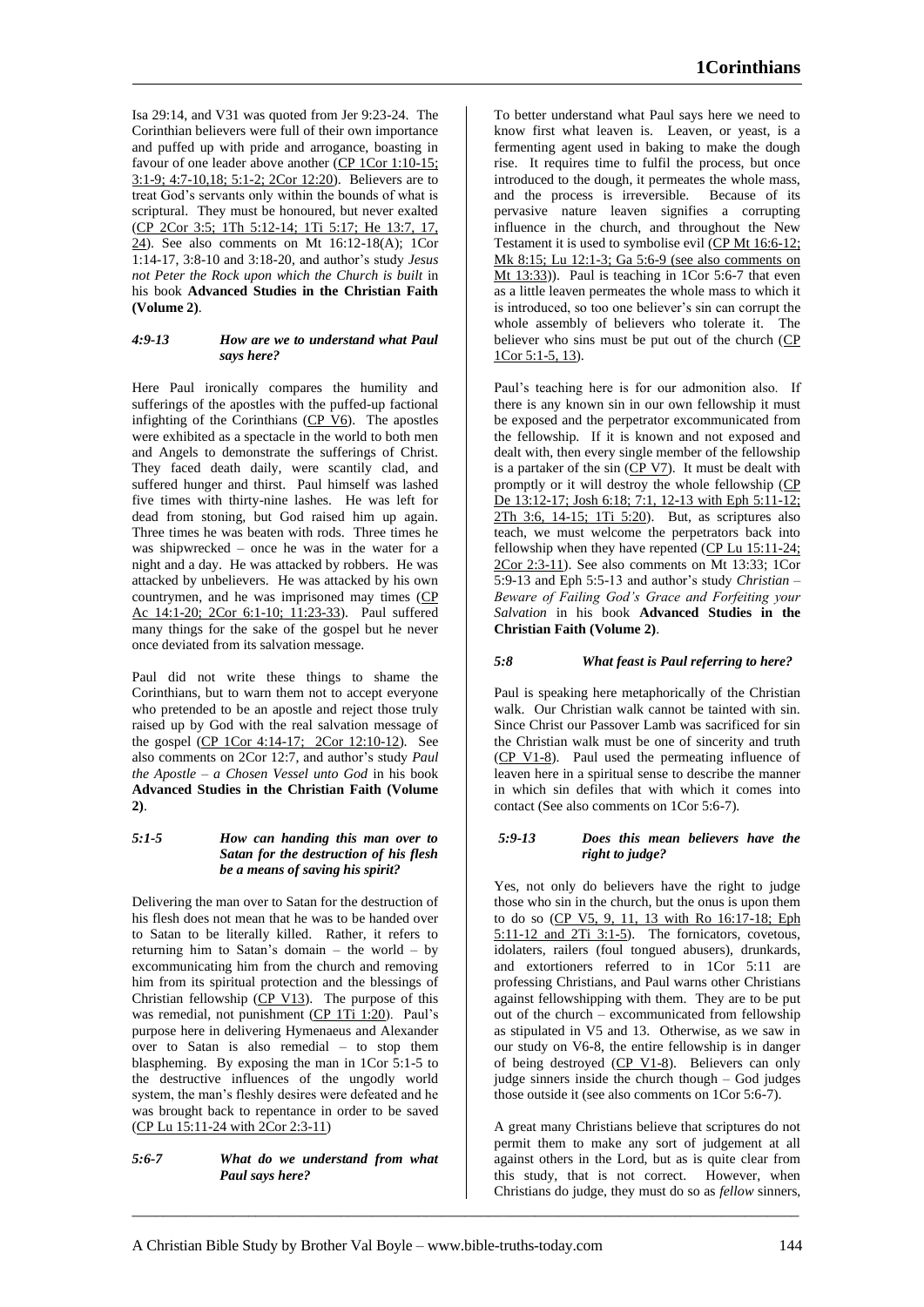Isa 29:14, and V31 was quoted from Jer 9:23-24. The Corinthian believers were full of their own importance and puffed up with pride and arrogance, boasting in favour of one leader above another (CP 1Cor 1:10-15; 3:1-9; 4:7-10,18; 5:1-2; 2Cor 12:20). Believers are to treat God's servants only within the bounds of what is scriptural. They must be honoured, but never exalted (CP 2Cor 3:5; 1Th 5:12-14; 1Ti 5:17; He 13:7, 17, 24). See also comments on Mt 16:12-18(A); 1Cor 1:14-17, 3:8-10 and 3:18-20, and author's study *Jesus not Peter the Rock upon which the Church is built* in his book **Advanced Studies in the Christian Faith (Volume 2)**.

#### *4:9-13 How are we to understand what Paul says here?*

Here Paul ironically compares the humility and sufferings of the apostles with the puffed-up factional infighting of the Corinthians (CP V6). The apostles were exhibited as a spectacle in the world to both men and Angels to demonstrate the sufferings of Christ. They faced death daily, were scantily clad, and suffered hunger and thirst. Paul himself was lashed five times with thirty-nine lashes. He was left for dead from stoning, but God raised him up again. Three times he was beaten with rods. Three times he was shipwrecked – once he was in the water for a night and a day. He was attacked by robbers. He was attacked by unbelievers. He was attacked by his own countrymen, and he was imprisoned may times (CP Ac 14:1-20; 2Cor 6:1-10; 11:23-33). Paul suffered many things for the sake of the gospel but he never once deviated from its salvation message.

Paul did not write these things to shame the Corinthians, but to warn them not to accept everyone who pretended to be an apostle and reject those truly raised up by God with the real salvation message of the gospel (CP 1Cor 4:14-17; 2Cor 12:10-12). See also comments on 2Cor 12:7, and author's study *Paul the Apostle – a Chosen Vessel unto God* in his book **Advanced Studies in the Christian Faith (Volume 2)**.

#### *5:1-5 How can handing this man over to Satan for the destruction of his flesh be a means of saving his spirit?*

Delivering the man over to Satan for the destruction of his flesh does not mean that he was to be handed over to Satan to be literally killed. Rather, it refers to returning him to Satan's domain – the world – by excommunicating him from the church and removing him from its spiritual protection and the blessings of Christian fellowship (CP V13). The purpose of this was remedial, not punishment (CP 1Ti 1:20). Paul's purpose here in delivering Hymenaeus and Alexander over to Satan is also remedial – to stop them blaspheming. By exposing the man in 1Cor 5:1-5 to the destructive influences of the ungodly world system, the man's fleshly desires were defeated and he was brought back to repentance in order to be saved (CP Lu 15:11-24 with 2Cor 2:3-11)

#### *5:6-7 What do we understand from what Paul says here?*

To better understand what Paul says here we need to know first what leaven is. Leaven, or yeast, is a fermenting agent used in baking to make the dough rise. It requires time to fulfil the process, but once introduced to the dough, it permeates the whole mass, and the process is irreversible. Because of its pervasive nature leaven signifies a corrupting influence in the church, and throughout the New Testament it is used to symbolise evil (CP Mt 16:6-12; Mk 8:15; Lu 12:1-3; Ga 5:6-9 (see also comments on Mt 13:33)). Paul is teaching in 1Cor 5:6-7 that even as a little leaven permeates the whole mass to which it is introduced, so too one believer's sin can corrupt the whole assembly of believers who tolerate it. The believer who sins must be put out of the church (CP 1Cor 5:1-5, 13).

Paul's teaching here is for our admonition also. If there is any known sin in our own fellowship it must be exposed and the perpetrator excommunicated from the fellowship. If it is known and not exposed and dealt with, then every single member of the fellowship is a partaker of the sin (CP V7). It must be dealt with promptly or it will destroy the whole fellowship (CP De 13:12-17; Josh 6:18; 7:1, 12-13 with Eph 5:11-12; 2Th 3:6, 14-15; 1Ti 5:20). But, as scriptures also teach, we must welcome the perpetrators back into fellowship when they have repented (CP Lu 15:11-24; 2Cor 2:3-11). See also comments on Mt 13:33; 1Cor 5:9-13 and Eph 5:5-13 and author's study *Christian – Beware of Failing God's Grace and Forfeiting your Salvation* in his book **Advanced Studies in the Christian Faith (Volume 2)**.

#### *5:8 What feast is Paul referring to here?*

Paul is speaking here metaphorically of the Christian walk. Our Christian walk cannot be tainted with sin. Since Christ our Passover Lamb was sacrificed for sin the Christian walk must be one of sincerity and truth (CP V1-8). Paul used the permeating influence of leaven here in a spiritual sense to describe the manner in which sin defiles that with which it comes into contact (See also comments on 1Cor 5:6-7).

#### *5:9-13 Does this mean believers have the right to judge?*

Yes, not only do believers have the right to judge those who sin in the church, but the onus is upon them to do so (CP V5, 9, 11, 13 with Ro 16:17-18; Eph 5:11-12 and 2Ti 3:1-5). The fornicators, covetous, idolaters, railers (foul tongued abusers), drunkards, and extortioners referred to in 1Cor 5:11 are professing Christians, and Paul warns other Christians against fellowshipping with them. They are to be put out of the church – excommunicated from fellowship as stipulated in V5 and 13. Otherwise, as we saw in our study on V6-8, the entire fellowship is in danger of being destroyed (CP V1-8). Believers can only judge sinners inside the church though – God judges those outside it (see also comments on 1Cor 5:6-7).

A great many Christians believe that scriptures do not permit them to make any sort of judgement at all against others in the Lord, but as is quite clear from this study, that is not correct. However, when Christians do judge, they must do so as *fellow* sinners,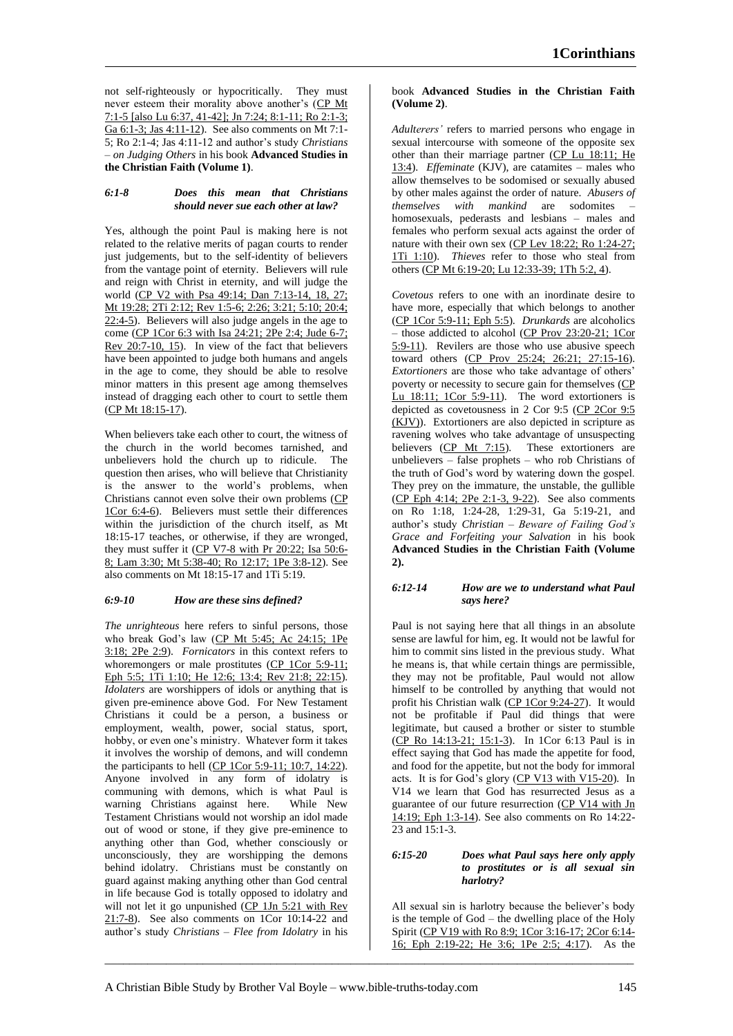not self-righteously or hypocritically. They must never esteem their morality above another's (CP Mt 7:1-5 [also Lu 6:37, 41-42]; Jn 7:24; 8:1-11; Ro 2:1-3; Ga 6:1-3; Jas 4:11-12). See also comments on Mt 7:1-5; Ro 2:1-4; Jas 4:11-12 and author's study *Christians – on Judging Others* in his book **Advanced Studies in the Christian Faith (Volume 1)**.

### *6:1-8 Does this mean that Christians should never sue each other at law?*

Yes, although the point Paul is making here is not related to the relative merits of pagan courts to render just judgements, but to the self-identity of believers from the vantage point of eternity. Believers will rule and reign with Christ in eternity, and will judge the world (CP V2 with Psa 49:14; Dan 7:13-14, 18, 27; Mt 19:28; 2Ti 2:12; Rev 1:5-6; 2:26; 3:21; 5:10; 20:4; 22:4-5). Believers will also judge angels in the age to come (CP 1Cor 6:3 with Isa 24:21; 2Pe 2:4; Jude 6-7; Rev 20:7-10, 15). In view of the fact that believers have been appointed to judge both humans and angels in the age to come, they should be able to resolve minor matters in this present age among themselves instead of dragging each other to court to settle them (CP Mt 18:15-17).

When believers take each other to court, the witness of the church in the world becomes tarnished, and unbelievers hold the church up to ridicule. The question then arises, who will believe that Christianity is the answer to the world's problems, when Christians cannot even solve their own problems (CP 1Cor 6:4-6). Believers must settle their differences within the jurisdiction of the church itself, as Mt 18:15-17 teaches, or otherwise, if they are wronged, they must suffer it (CP V7-8 with Pr 20:22; Isa 50:6-8; Lam 3:30; Mt 5:38-40; Ro 12:17; 1Pe 3:8-12). See also comments on Mt 18:15-17 and 1Ti 5:19.

### *6:9-10 How are these sins defined?*

*The unrighteous* here refers to sinful persons, those who break God's law (CP Mt 5:45; Ac 24:15; 1Pe 3:18; 2Pe 2:9). *Fornicators* in this context refers to whoremongers or male prostitutes (CP 1Cor 5:9-11; Eph 5:5; 1Ti 1:10; He 12:6; 13:4; Rev 21:8; 22:15). *Idolaters* are worshippers of idols or anything that is given pre-eminence above God. For New Testament Christians it could be a person, a business or employment, wealth, power, social status, sport, hobby, or even one's ministry. Whatever form it takes it involves the worship of demons, and will condemn the participants to hell (CP 1Cor 5:9-11; 10:7, 14:22). Anyone involved in any form of idolatry is communing with demons, which is what Paul is warning Christians against here. While New Testament Christians would not worship an idol made out of wood or stone, if they give pre-eminence to anything other than God, whether consciously or unconsciously, they are worshipping the demons behind idolatry. Christians must be constantly on guard against making anything other than God central in life because God is totally opposed to idolatry and will not let it go unpunished (CP 1Jn 5:21 with Rev 21:7-8). See also comments on 1Cor 10:14-22 and author's study *Christians – Flee from Idolatry* in his book **Advanced Studies in the Christian Faith (Volume 2)**.

*Adulterers'* refers to married persons who engage in sexual intercourse with someone of the opposite sex other than their marriage partner (CP Lu 18:11; He 13:4). *Effeminate* (KJV), are catamites – males who allow themselves to be sodomised or sexually abused by other males against the order of nature. *Abusers of themselves with mankind* are sodomites – homosexuals, pederasts and lesbians – males and females who perform sexual acts against the order of nature with their own sex (CP Lev 18:22; Ro 1:24-27; 1Ti 1:10). *Thieves* refer to those who steal from others (CP Mt 6:19-20; Lu 12:33-39; 1Th 5:2, 4).

*Covetous* refers to one with an inordinate desire to have more, especially that which belongs to another (CP 1Cor 5:9-11; Eph 5:5). *Drunkards* are alcoholics – those addicted to alcohol (CP Prov 23:20-21; 1Cor 5:9-11). Revilers are those who use abusive speech toward others (CP Prov 25:24; 26:21; 27:15-16). *Extortioners* are those who take advantage of others' poverty or necessity to secure gain for themselves (CP Lu 18:11; 1Cor 5:9-11). The word extortioners is depicted as covetousness in 2 Cor 9:5 (CP 2Cor 9:5 (KJV)). Extortioners are also depicted in scripture as ravening wolves who take advantage of unsuspecting believers (CP Mt 7:15). These extortioners are unbelievers – false prophets – who rob Christians of the truth of God's word by watering down the gospel. They prey on the immature, the unstable, the gullible (CP Eph 4:14; 2Pe 2:1-3, 9-22). See also comments on Ro 1:18, 1:24-28, 1:29-31, Ga 5:19-21, and author's study *Christian – Beware of Failing God's Grace and Forfeiting your Salvation* in his book **Advanced Studies in the Christian Faith (Volume 2).**

### *6:12-14 How are we to understand what Paul says here?*

Paul is not saying here that all things in an absolute sense are lawful for him, eg. It would not be lawful for him to commit sins listed in the previous study. What he means is, that while certain things are permissible, they may not be profitable, Paul would not allow himself to be controlled by anything that would not profit his Christian walk (CP 1Cor 9:24-27). It would not be profitable if Paul did things that were legitimate, but caused a brother or sister to stumble (CP Ro 14:13-21; 15:1-3). In 1Cor 6:13 Paul is in effect saying that God has made the appetite for food, and food for the appetite, but not the body for immoral acts. It is for God's glory (CP V13 with V15-20). In V14 we learn that God has resurrected Jesus as a guarantee of our future resurrection (CP V14 with Jn 14:19; Eph 1:3-14). See also comments on Ro 14:22-23 and 15:1-3.

### *6:15-20 Does what Paul says here only apply to prostitutes or is all sexual sin harlotry?*

All sexual sin is harlotry because the believer's body is the temple of God – the dwelling place of the Holy Spirit (CP V19 with Ro 8:9; 1Cor 3:16-17; 2Cor 6:14-16; Eph 2:19-22; He 3:6; 1Pe 2:5; 4:17). As the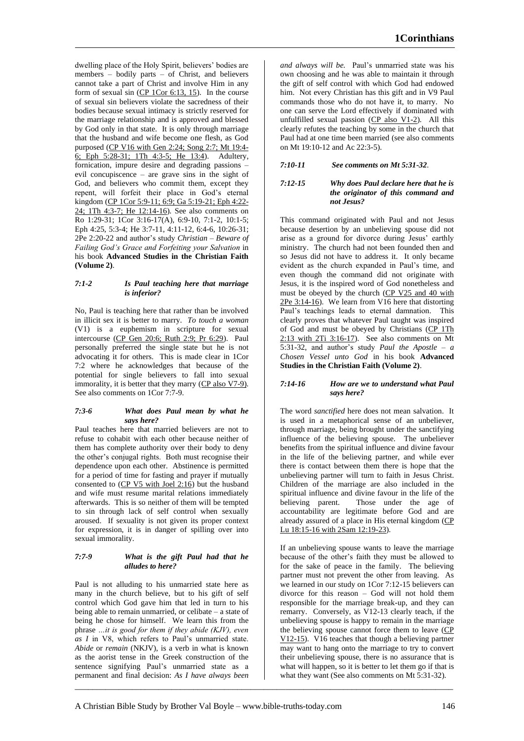dwelling place of the Holy Spirit, believers' bodies are members – bodily parts – of Christ, and believers cannot take a part of Christ and involve Him in any form of sexual sin (CP 1Cor 6:13, 15). In the course of sexual sin believers violate the sacredness of their bodies because sexual intimacy is strictly reserved for the marriage relationship and is approved and blessed by God only in that state. It is only through marriage that the husband and wife become one flesh, as God purposed (CP V16 with Gen 2:24; Song 2:7; Mt 19:4-6; Eph 5:28-31; 1Th 4:3-5; He 13:4). Adultery, fornication, impure desire and degrading passions – evil concupiscence – are grave sins in the sight of God, and believers who commit them, except they repent, will forfeit their place in God's eternal kingdom (CP 1Cor 5:9-11; 6:9; Ga 5:19-21; Eph 4:22-24; 1Th 4:3-7; He 12:14-16). See also comments on Ro 1:29-31; 1Cor 3:16-17(A), 6:9-10, 7:1-2, 10:1-5; Eph 4:25, 5:3-4; He 3:7-11, 4:11-12, 6:4-6, 10:26-31; 2Pe 2:20-22 and author's study *Christian – Beware of Failing God's Grace and Forfeiting your Salvation* in his book **Advanced Studies in the Christian Faith (Volume 2)**.

#### *7:1-2 Is Paul teaching here that marriage is inferior?*

No, Paul is teaching here that rather than be involved in illicit sex it is better to marry. *To touch a woman* (V1) is a euphemism in scripture for sexual intercourse (CP Gen 20:6; Ruth 2:9; Pr 6:29). Paul personally preferred the single state but he is not advocating it for others. This is made clear in 1Cor 7:2 where he acknowledges that because of the potential for single believers to fall into sexual immorality, it is better that they marry (CP also V7-9). See also comments on 1Cor 7:7-9.

#### *7:3-6 What does Paul mean by what he says here?*

Paul teaches here that married believers are not to refuse to cohabit with each other because neither of them has complete authority over their body to deny the other's conjugal rights. Both must recognise their dependence upon each other. Abstinence is permitted for a period of time for fasting and prayer if mutually consented to (CP V5 with Joel 2:16) but the husband and wife must resume marital relations immediately afterwards. This is so neither of them will be tempted to sin through lack of self control when sexually aroused. If sexuality is not given its proper context for expression, it is in danger of spilling over into sexual immorality.

#### *7:7-9 What is the gift Paul had that he alludes to here?*

Paul is not alluding to his unmarried state here as many in the church believe, but to his gift of self control which God gave him that led in turn to his being able to remain unmarried, or celibate – a state of being he chose for himself. We learn this from the phrase *...it is good for them if they abide (KJV), even as I* in V8, which refers to Paul's unmarried state. *Abide* or *remain* (NKJV), is a verb in what is known as the aorist tense in the Greek construction of the sentence signifying Paul's unmarried state as a permanent and final decision: *As I have always been and always will be.* Paul's unmarried state was his own choosing and he was able to maintain it through the gift of self control with which God had endowed him. Not every Christian has this gift and in V9 Paul commands those who do not have it, to marry. No one can serve the Lord effectively if dominated with unfulfilled sexual passion (CP also V1-2). All this clearly refutes the teaching by some in the church that Paul had at one time been married (see also comments on Mt 19:10-12 and Ac 22:3-5).

#### *7:10-11 See comments on Mt 5:31-32.*

#### *7:12-15 Why does Paul declare here that he is the originator of this command and not Jesus?*

This command originated with Paul and not Jesus because desertion by an unbelieving spouse did not arise as a ground for divorce during Jesus' earthly ministry. The church had not been founded then and so Jesus did not have to address it. It only became evident as the church expanded in Paul's time, and even though the command did not originate with Jesus, it is the inspired word of God nonetheless and must be obeyed by the church (CP V25 and 40 with 2Pe 3:14-16). We learn from V16 here that distorting Paul's teachings leads to eternal damnation. This clearly proves that whatever Paul taught was inspired of God and must be obeyed by Christians (CP 1Th 2:13 with 2Ti 3:16-17). See also comments on Mt 5:31-32, and author's study *Paul the Apostle – a Chosen Vessel unto God* in his book **Advanced Studies in the Christian Faith (Volume 2)**.

#### *7:14-16 How are we to understand what Paul says here?*

The word *sanctified* here does not mean salvation. It is used in a metaphorical sense of an unbeliever, through marriage, being brought under the sanctifying influence of the believing spouse. The unbeliever benefits from the spiritual influence and divine favour in the life of the believing partner, and while ever there is contact between them there is hope that the unbelieving partner will turn to faith in Jesus Christ. Children of the marriage are also included in the spiritual influence and divine favour in the life of the believing parent. Those under the age of accountability are legitimate before God and are already assured of a place in His eternal kingdom (CP Lu 18:15-16 with 2Sam 12:19-23).

If an unbelieving spouse wants to leave the marriage because of the other's faith they must be allowed to for the sake of peace in the family. The believing partner must not prevent the other from leaving. As we learned in our study on 1Cor 7:12-15 believers can divorce for this reason – God will not hold them responsible for the marriage break-up, and they can remarry. Conversely, as V12-13 clearly teach, if the unbelieving spouse is happy to remain in the marriage the believing spouse cannot force them to leave (CP V12-15). V16 teaches that though a believing partner may want to hang onto the marriage to try to convert their unbelieving spouse, there is no assurance that is what will happen, so it is better to let them go if that is what they want (See also comments on Mt 5:31-32).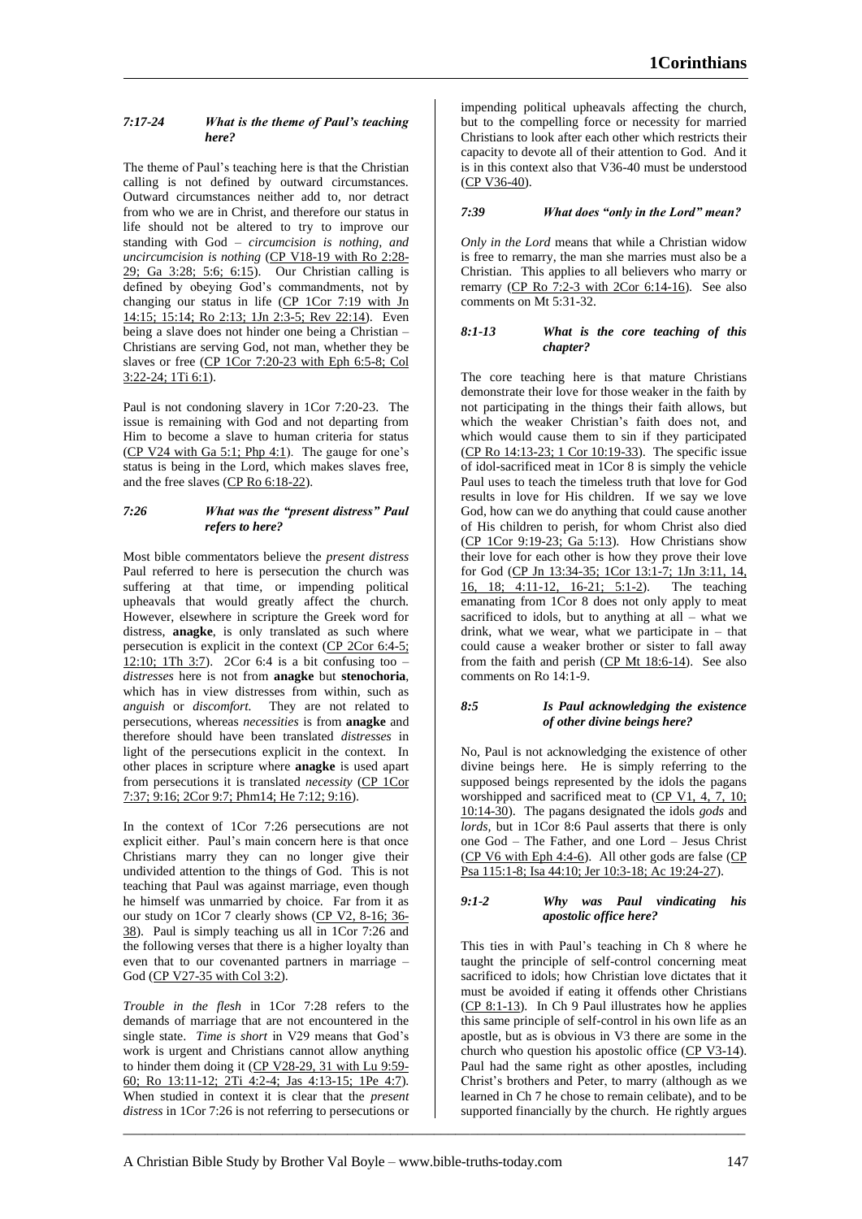### *7:17-24 What is the theme of Paul's teaching here?*

The theme of Paul's teaching here is that the Christian calling is not defined by outward circumstances. Outward circumstances neither add to, nor detract from who we are in Christ, and therefore our status in life should not be altered to try to improve our standing with God – *circumcision is nothing, and uncircumcision is nothing* (CP V18-19 with Ro 2:28-29; Ga 3:28; 5:6; 6:15). Our Christian calling is defined by obeying God's commandments, not by changing our status in life (CP 1Cor 7:19 with Jn 14:15; 15:14; Ro 2:13; 1Jn 2:3-5; Rev 22:14). Even being a slave does not hinder one being a Christian – Christians are serving God, not man, whether they be slaves or free (CP 1Cor 7:20-23 with Eph 6:5-8; Col 3:22-24; 1Ti 6:1).

Paul is not condoning slavery in 1Cor 7:20-23. The issue is remaining with God and not departing from Him to become a slave to human criteria for status (CP V24 with Ga 5:1; Php 4:1). The gauge for one's status is being in the Lord, which makes slaves free, and the free slaves (CP Ro 6:18-22).

### *7:26 What was the "present distress" Paul refers to here?*

Most bible commentators believe the *present distress* Paul referred to here is persecution the church was suffering at that time, or impending political upheavals that would greatly affect the church. However, elsewhere in scripture the Greek word for distress, **anagke**, is only translated as such where persecution is explicit in the context (CP 2Cor 6:4-5; 12:10; 1Th 3:7). 2Cor 6:4 is a bit confusing too – *distresses* here is not from **anagke** but **stenochoria**, which has in view distresses from within, such as *anguish* or *discomfort.* They are not related to persecutions, whereas *necessities* is from **anagke** and therefore should have been translated *distresses* in light of the persecutions explicit in the context. In other places in scripture where **anagke** is used apart from persecutions it is translated *necessity* (CP 1Cor 7:37; 9:16; 2Cor 9:7; Phm14; He 7:12; 9:16).

In the context of 1Cor 7:26 persecutions are not explicit either. Paul's main concern here is that once Christians marry they can no longer give their undivided attention to the things of God. This is not teaching that Paul was against marriage, even though he himself was unmarried by choice. Far from it as our study on 1Cor 7 clearly shows (CP V2, 8-16; 36-38). Paul is simply teaching us all in 1Cor 7:26 and the following verses that there is a higher loyalty than even that to our covenanted partners in marriage – God (CP V27-35 with Col 3:2).

*Trouble in the flesh* in 1Cor 7:28 refers to the demands of marriage that are not encountered in the single state. *Time is short* in V29 means that God's work is urgent and Christians cannot allow anything to hinder them doing it (CP V28-29, 31 with Lu 9:59-60; Ro 13:11-12; 2Ti 4:2-4; Jas 4:13-15; 1Pe 4:7). When studied in context it is clear that the *present distress* in 1Cor 7:26 is not referring to persecutions or impending political upheavals affecting the church, but to the compelling force or necessity for married Christians to look after each other which restricts their capacity to devote all of their attention to God. And it is in this context also that V36-40 must be understood (CP V36-40).

### *7:39 What does "only in the Lord" mean?*

*Only in the Lord* means that while a Christian widow is free to remarry, the man she marries must also be a Christian. This applies to all believers who marry or remarry (CP Ro 7:2-3 with 2Cor 6:14-16). See also comments on Mt 5:31-32.

### *8:1-13 What is the core teaching of this chapter?*

The core teaching here is that mature Christians demonstrate their love for those weaker in the faith by not participating in the things their faith allows, but which the weaker Christian's faith does not, and which would cause them to sin if they participated (CP Ro 14:13-23; 1 Cor 10:19-33). The specific issue of idol-sacrificed meat in 1Cor 8 is simply the vehicle Paul uses to teach the timeless truth that love for God results in love for His children. If we say we love God, how can we do anything that could cause another of His children to perish, for whom Christ also died (CP 1Cor 9:19-23; Ga 5:13). How Christians show their love for each other is how they prove their love for God (CP Jn 13:34-35; 1Cor 13:1-7; 1Jn 3:11, 14, 16, 18; 4:11-12, 16-21; 5:1-2). The teaching emanating from 1Cor 8 does not only apply to meat sacrificed to idols, but to anything at all – what we drink, what we wear, what we participate in – that could cause a weaker brother or sister to fall away from the faith and perish (CP Mt 18:6-14). See also comments on Ro 14:1-9.

### *8:5 Is Paul acknowledging the existence of other divine beings here?*

No, Paul is not acknowledging the existence of other divine beings here. He is simply referring to the supposed beings represented by the idols the pagans worshipped and sacrificed meat to (CP V1, 4, 7, 10; 10:14-30). The pagans designated the idols *gods* and *lords*, but in 1Cor 8:6 Paul asserts that there is only one God – The Father, and one Lord – Jesus Christ (CP V6 with Eph 4:4-6). All other gods are false (CP Psa 115:1-8; Isa 44:10; Jer 10:3-18; Ac 19:24-27).

### *9:1-2 Why was Paul vindicating his apostolic office here?*

This ties in with Paul's teaching in Ch 8 where he taught the principle of self-control concerning meat sacrificed to idols; how Christian love dictates that it must be avoided if eating it offends other Christians (CP 8:1-13). In Ch 9 Paul illustrates how he applies this same principle of self-control in his own life as an apostle, but as is obvious in V3 there are some in the church who question his apostolic office (CP V3-14). Paul had the same right as other apostles, including Christ's brothers and Peter, to marry (although as we learned in Ch 7 he chose to remain celibate), and to be supported financially by the church. He rightly argues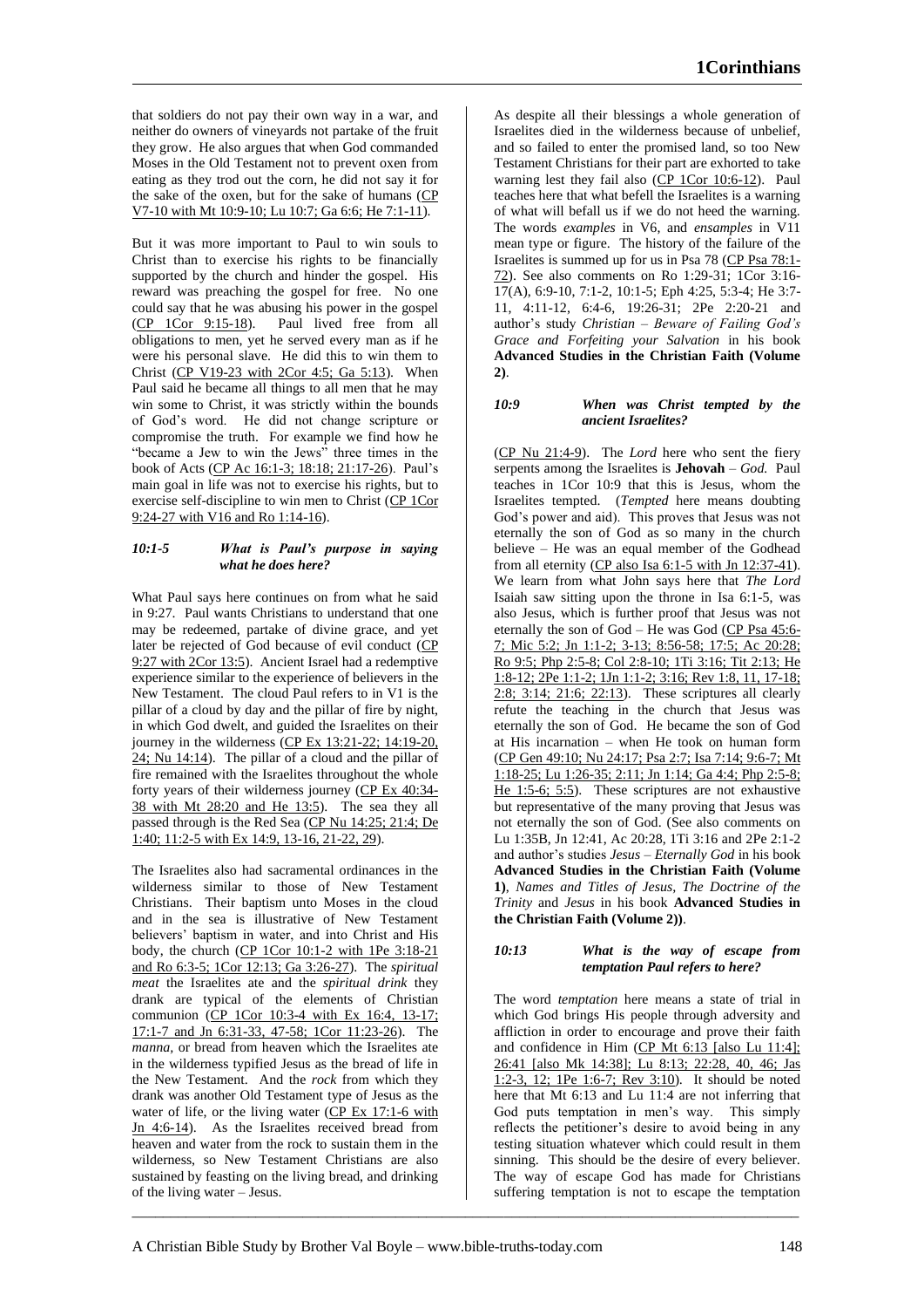that soldiers do not pay their own way in a war, and neither do owners of vineyards not partake of the fruit they grow. He also argues that when God commanded Moses in the Old Testament not to prevent oxen from eating as they trod out the corn, he did not say it for the sake of the oxen, but for the sake of humans (CP V7-10 with Mt 10:9-10; Lu 10:7; Ga 6:6; He 7:1-11).

But it was more important to Paul to win souls to Christ than to exercise his rights to be financially supported by the church and hinder the gospel. His reward was preaching the gospel for free. No one could say that he was abusing his power in the gospel (CP 1Cor 9:15-18). Paul lived free from all obligations to men, yet he served every man as if he were his personal slave. He did this to win them to Christ (CP V19-23 with 2Cor 4:5; Ga 5:13). When Paul said he became all things to all men that he may win some to Christ, it was strictly within the bounds of God's word. He did not change scripture or compromise the truth. For example we find how he "became a Jew to win the Jews" three times in the book of Acts (CP Ac 16:1-3; 18:18; 21:17-26). Paul's main goal in life was not to exercise his rights, but to exercise self-discipline to win men to Christ (CP 1Cor 9:24-27 with V16 and Ro 1:14-16).

### *10:1-5 What is Paul's purpose in saying what he does here?*

What Paul says here continues on from what he said in 9:27. Paul wants Christians to understand that one may be redeemed, partake of divine grace, and yet later be rejected of God because of evil conduct (CP 9:27 with 2Cor 13:5). Ancient Israel had a redemptive experience similar to the experience of believers in the New Testament. The cloud Paul refers to in V1 is the pillar of a cloud by day and the pillar of fire by night, in which God dwelt, and guided the Israelites on their journey in the wilderness (CP Ex 13:21-22; 14:19-20, 24; Nu 14:14). The pillar of a cloud and the pillar of fire remained with the Israelites throughout the whole forty years of their wilderness journey (CP Ex 40:34-38 with Mt 28:20 and He 13:5). The sea they all passed through is the Red Sea (CP Nu 14:25; 21:4; De 1:40; 11:2-5 with Ex 14:9, 13-16, 21-22, 29).

The Israelites also had sacramental ordinances in the wilderness similar to those of New Testament Christians. Their baptism unto Moses in the cloud and in the sea is illustrative of New Testament believers' baptism in water, and into Christ and His body, the church (CP 1Cor 10:1-2 with 1Pe 3:18-21 and Ro 6:3-5; 1Cor 12:13; Ga 3:26-27). The *spiritual meat* the Israelites ate and the *spiritual drink* they drank are typical of the elements of Christian communion (CP 1Cor 10:3-4 with Ex 16:4, 13-17; 17:1-7 and Jn 6:31-33, 47-58; 1Cor 11:23-26). The *manna*, or bread from heaven which the Israelites ate in the wilderness typified Jesus as the bread of life in the New Testament. And the *rock* from which they drank was another Old Testament type of Jesus as the water of life, or the living water (CP Ex 17:1-6 with Jn 4:6-14). As the Israelites received bread from heaven and water from the rock to sustain them in the wilderness, so New Testament Christians are also sustained by feasting on the living bread, and drinking of the living water – Jesus.

As despite all their blessings a whole generation of Israelites died in the wilderness because of unbelief, and so failed to enter the promised land, so too New Testament Christians for their part are exhorted to take warning lest they fail also (CP 1Cor 10:6-12). Paul teaches here that what befell the Israelites is a warning of what will befall us if we do not heed the warning. The words *examples* in V6, and *ensamples* in V11 mean type or figure. The history of the failure of the Israelites is summed up for us in Psa 78 (CP Psa 78:1-72). See also comments on Ro 1:29-31; 1Cor 3:16-17(A), 6:9-10, 7:1-2, 10:1-5; Eph 4:25, 5:3-4; He 3:7-11, 4:11-12, 6:4-6, 19:26-31; 2Pe 2:20-21 and author's study *Christian – Beware of Failing God's Grace and Forfeiting your Salvation* in his book **Advanced Studies in the Christian Faith (Volume 2)**.

### *10:9 When was Christ tempted by the ancient Israelites?*

(CP Nu 21:4-9). The *Lord* here who sent the fiery serpents among the Israelites is **Jehovah** – *God.* Paul teaches in 1Cor 10:9 that this is Jesus, whom the Israelites tempted. (*Tempted* here means doubting God's power and aid). This proves that Jesus was not eternally the son of God as so many in the church believe – He was an equal member of the Godhead from all eternity (CP also Isa 6:1-5 with Jn 12:37-41). We learn from what John says here that *The Lord* Isaiah saw sitting upon the throne in Isa 6:1-5, was also Jesus, which is further proof that Jesus was not eternally the son of God – He was God (CP Psa 45:6-7; Mic 5:2; Jn 1:1-2; 3-13; 8:56-58; 17:5; Ac 20:28; Ro 9:5; Php 2:5-8; Col 2:8-10; 1Ti 3:16; Tit 2:13; He 1:8-12; 2Pe 1:1-2; 1Jn 1:1-2; 3:16; Rev 1:8, 11, 17-18; 2:8; 3:14; 21:6; 22:13). These scriptures all clearly refute the teaching in the church that Jesus was eternally the son of God. He became the son of God at His incarnation – when He took on human form (CP Gen 49:10; Nu 24:17; Psa 2:7; Isa 7:14; 9:6-7; Mt 1:18-25; Lu 1:26-35; 2:11; Jn 1:14; Ga 4:4; Php 2:5-8; He 1:5-6; 5:5). These scriptures are not exhaustive but representative of the many proving that Jesus was not eternally the son of God. (See also comments on Lu 1:35B, Jn 12:41, Ac 20:28, 1Ti 3:16 and 2Pe 2:1-2 and author's studies *Jesus – Eternally God* in his book **Advanced Studies in the Christian Faith (Volume 1)**, *Names and Titles of Jesus, The Doctrine of the Trinity* and *Jesus* in his book **Advanced Studies in the Christian Faith (Volume 2))**.

### *10:13 What is the way of escape from temptation Paul refers to here?*

The word *temptation* here means a state of trial in which God brings His people through adversity and affliction in order to encourage and prove their faith and confidence in Him (CP Mt 6:13 [also Lu 11:4]; 26:41 [also Mk 14:38]; Lu 8:13; 22:28, 40, 46; Jas 1:2-3, 12; 1Pe 1:6-7; Rev 3:10). It should be noted here that Mt 6:13 and Lu 11:4 are not inferring that God puts temptation in men's way. This simply reflects the petitioner's desire to avoid being in any testing situation whatever which could result in them sinning. This should be the desire of every believer. The way of escape God has made for Christians suffering temptation is not to escape the temptation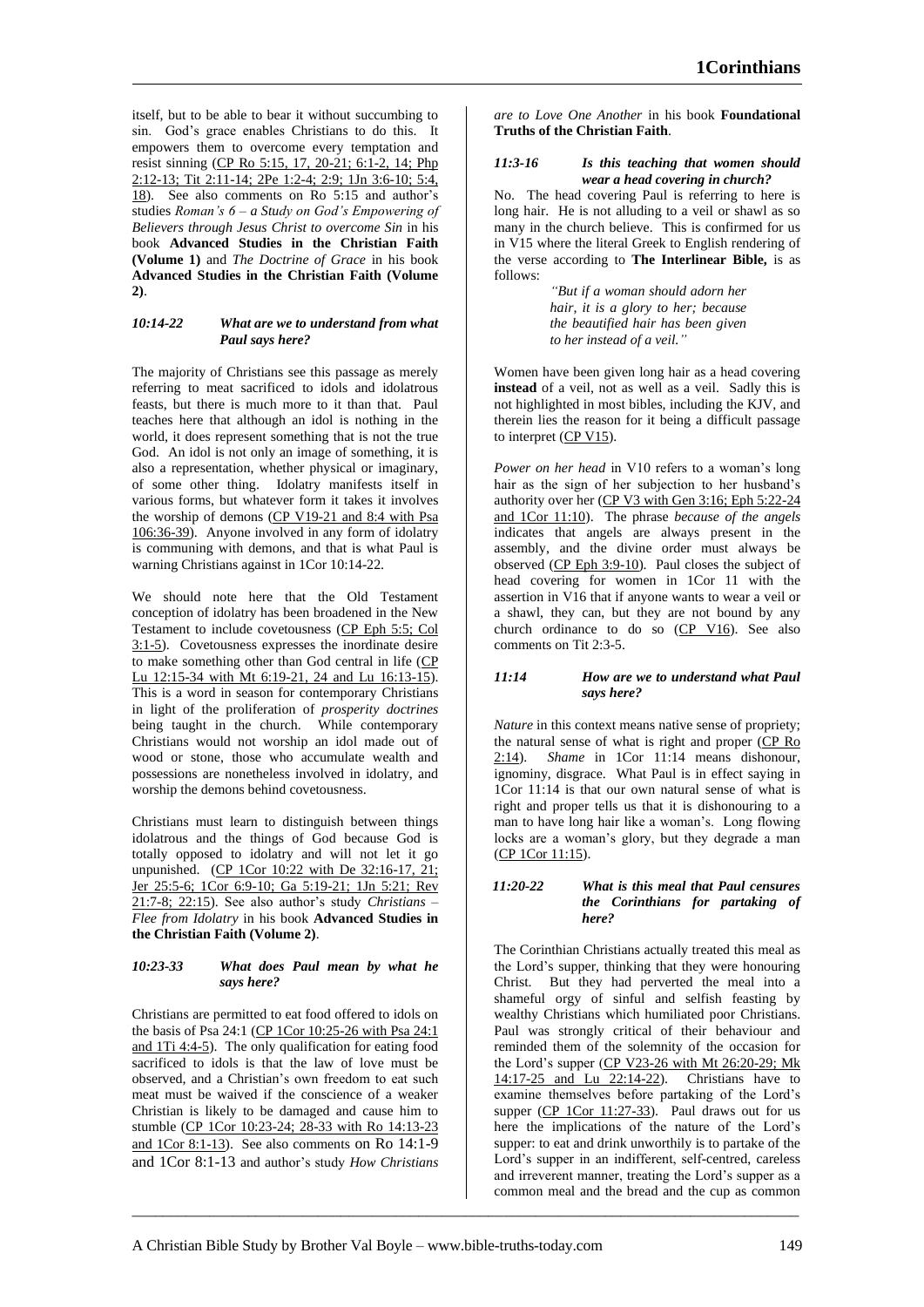itself, but to be able to bear it without succumbing to sin. God's grace enables Christians to do this. It empowers them to overcome every temptation and resist sinning (CP Ro 5:15, 17, 20-21; 6:1-2, 14; Php 2:12-13; Tit 2:11-14; 2Pe 1:2-4; 2:9; 1Jn 3:6-10; 5:4, 18). See also comments on Ro 5:15 and author's studies *Roman's 6 – a Study on God's Empowering of Believers through Jesus Christ to overcome Sin* in his book **Advanced Studies in the Christian Faith (Volume 1)** and *The Doctrine of Grace* in his book **Advanced Studies in the Christian Faith (Volume 2)**.

### *10:14-22 What are we to understand from what Paul says here?*

The majority of Christians see this passage as merely referring to meat sacrificed to idols and idolatrous feasts, but there is much more to it than that. Paul teaches here that although an idol is nothing in the world, it does represent something that is not the true God. An idol is not only an image of something, it is also a representation, whether physical or imaginary, of some other thing. Idolatry manifests itself in various forms, but whatever form it takes it involves the worship of demons (CP V19-21 and 8:4 with Psa 106:36-39). Anyone involved in any form of idolatry is communing with demons, and that is what Paul is warning Christians against in 1Cor 10:14-22.

We should note here that the Old Testament conception of idolatry has been broadened in the New Testament to include covetousness (CP Eph 5:5; Col 3:1-5). Covetousness expresses the inordinate desire to make something other than God central in life (CP Lu 12:15-34 with Mt 6:19-21, 24 and Lu 16:13-15). This is a word in season for contemporary Christians in light of the proliferation of *prosperity doctrines* being taught in the church. While contemporary Christians would not worship an idol made out of wood or stone, those who accumulate wealth and possessions are nonetheless involved in idolatry, and worship the demons behind covetousness.

Christians must learn to distinguish between things idolatrous and the things of God because God is totally opposed to idolatry and will not let it go unpunished. (CP 1Cor 10:22 with De 32:16-17, 21; Jer 25:5-6; 1Cor 6:9-10; Ga 5:19-21; 1Jn 5:21; Rev 21:7-8; 22:15). See also author's study *Christians – Flee from Idolatry* in his book **Advanced Studies in the Christian Faith (Volume 2)**.

### *10:23-33 What does Paul mean by what he says here?*

Christians are permitted to eat food offered to idols on the basis of Psa 24:1 (CP 1Cor 10:25-26 with Psa 24:1 and 1Ti 4:4-5). The only qualification for eating food sacrificed to idols is that the law of love must be observed, and a Christian's own freedom to eat such meat must be waived if the conscience of a weaker Christian is likely to be damaged and cause him to stumble (CP 1Cor 10:23-24; 28-33 with Ro 14:13-23 and 1Cor 8:1-13). See also comments on Ro 14:1-9 and 1Cor 8:1-13 and author's study *How Christians are to Love One Another* in his book **Foundational Truths of the Christian Faith**.

### *11:3-16 Is this teaching that women should wear a head covering in church?*

No. The head covering Paul is referring to here is long hair. He is not alluding to a veil or shawl as so many in the church believe. This is confirmed for us in V15 where the literal Greek to English rendering of the verse according to **The Interlinear Bible,** is as follows:

> *"But if a woman should adorn her hair, it is a glory to her; because the beautified hair has been given to her instead of a veil."*

Women have been given long hair as a head covering **instead** of a veil, not as well as a veil. Sadly this is not highlighted in most bibles, including the KJV, and therein lies the reason for it being a difficult passage to interpret (CP V15).

*Power on her head* in V10 refers to a woman's long hair as the sign of her subjection to her husband's authority over her (CP V3 with Gen 3:16; Eph 5:22-24 and 1Cor 11:10). The phrase *because of the angels* indicates that angels are always present in the assembly, and the divine order must always be observed (CP Eph 3:9-10). Paul closes the subject of head covering for women in 1Cor 11 with the assertion in V16 that if anyone wants to wear a veil or a shawl, they can, but they are not bound by any church ordinance to do so (CP V16). See also comments on Tit 2:3-5.

### *11:14 How are we to understand what Paul says here?*

*Nature* in this context means native sense of propriety; the natural sense of what is right and proper (CP Ro 2:14). *Shame* in 1Cor 11:14 means dishonour, ignominy, disgrace. What Paul is in effect saying in 1Cor 11:14 is that our own natural sense of what is right and proper tells us that it is dishonouring to a man to have long hair like a woman's. Long flowing locks are a woman's glory, but they degrade a man (CP 1Cor 11:15).

### *11:20-22 What is this meal that Paul censures the Corinthians for partaking of here?*

The Corinthian Christians actually treated this meal as the Lord's supper, thinking that they were honouring Christ. But they had perverted the meal into a shameful orgy of sinful and selfish feasting by wealthy Christians which humiliated poor Christians. Paul was strongly critical of their behaviour and reminded them of the solemnity of the occasion for the Lord's supper (CP V23-26 with Mt 26:20-29; Mk 14:17-25 and Lu 22:14-22). Christians have to examine themselves before partaking of the Lord's supper (CP 1Cor 11:27-33). Paul draws out for us here the implications of the nature of the Lord's supper: to eat and drink unworthily is to partake of the Lord's supper in an indifferent, self-centred, careless and irreverent manner, treating the Lord's supper as a common meal and the bread and the cup as common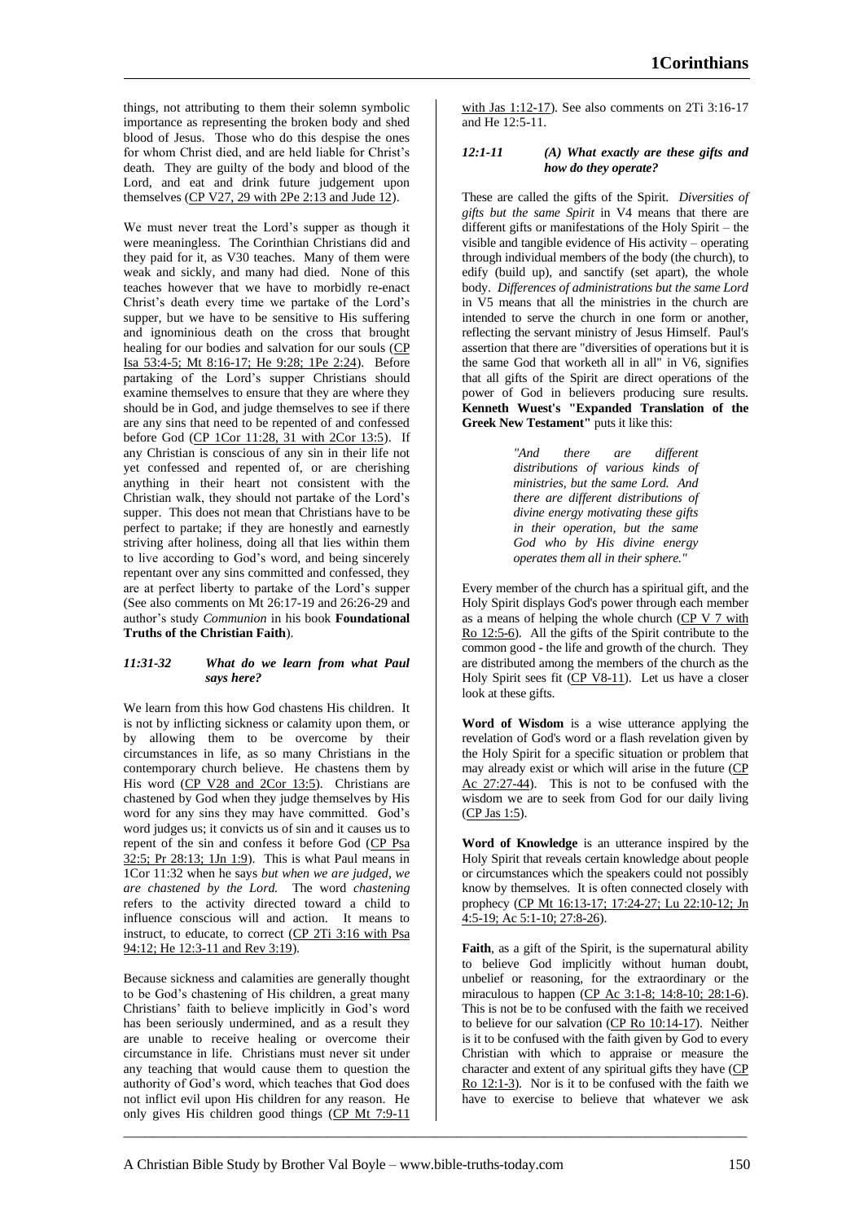things, not attributing to them their solemn symbolic importance as representing the broken body and shed blood of Jesus. Those who do this despise the ones for whom Christ died, and are held liable for Christ's death. They are guilty of the body and blood of the Lord, and eat and drink future judgement upon themselves (CP V27, 29 with 2Pe 2:13 and Jude 12).

We must never treat the Lord's supper as though it were meaningless. The Corinthian Christians did and they paid for it, as V30 teaches. Many of them were weak and sickly, and many had died. None of this teaches however that we have to morbidly re-enact Christ's death every time we partake of the Lord's supper, but we have to be sensitive to His suffering and ignominious death on the cross that brought healing for our bodies and salvation for our souls (CP Isa 53:4-5; Mt 8:16-17; He 9:28; 1Pe 2:24). Before partaking of the Lord's supper Christians should examine themselves to ensure that they are where they should be in God, and judge themselves to see if there are any sins that need to be repented of and confessed before God (CP 1Cor 11:28, 31 with 2Cor 13:5). If any Christian is conscious of any sin in their life not yet confessed and repented of, or are cherishing anything in their heart not consistent with the Christian walk, they should not partake of the Lord's supper. This does not mean that Christians have to be perfect to partake; if they are honestly and earnestly striving after holiness, doing all that lies within them to live according to God's word, and being sincerely repentant over any sins committed and confessed, they are at perfect liberty to partake of the Lord's supper (See also comments on Mt 26:17-19 and 26:26-29 and author's study *Communion* in his book **Foundational Truths of the Christian Faith**).

### *11:31-32 What do we learn from what Paul says here?*

We learn from this how God chastens His children. It is not by inflicting sickness or calamity upon them, or by allowing them to be overcome by their circumstances in life, as so many Christians in the contemporary church believe. He chastens them by His word (CP V28 and 2Cor 13:5). Christians are chastened by God when they judge themselves by His word for any sins they may have committed. God's word judges us; it convicts us of sin and it causes us to repent of the sin and confess it before God (CP Psa 32:5; Pr 28:13; 1Jn 1:9). This is what Paul means in 1Cor 11:32 when he says *but when we are judged, we are chastened by the Lord.* The word *chastening* refers to the activity directed toward a child to influence conscious will and action. It means to instruct, to educate, to correct (CP 2Ti 3:16 with Psa 94:12; He 12:3-11 and Rev 3:19).

Because sickness and calamities are generally thought to be God's chastening of His children, a great many Christians' faith to believe implicitly in God's word has been seriously undermined, and as a result they are unable to receive healing or overcome their circumstance in life. Christians must never sit under any teaching that would cause them to question the authority of God's word, which teaches that God does not inflict evil upon His children for any reason. He only gives His children good things (CP Mt 7:9-11 with Jas 1:12-17). See also comments on 2Ti 3:16-17 and He 12:5-11.

### *12:1-11 (A) What exactly are these gifts and how do they operate?*

These are called the gifts of the Spirit. *Diversities of gifts but the same Spirit* in V4 means that there are different gifts or manifestations of the Holy Spirit – the visible and tangible evidence of His activity – operating through individual members of the body (the church), to edify (build up), and sanctify (set apart), the whole body. *Differences of administrations but the same Lord* in V5 means that all the ministries in the church are intended to serve the church in one form or another, reflecting the servant ministry of Jesus Himself. Paul's assertion that there are "diversities of operations but it is the same God that worketh all in all" in V6, signifies that all gifts of the Spirit are direct operations of the power of God in believers producing sure results. **Kenneth Wuest's "Expanded Translation of the Greek New Testament"** puts it like this:

> *"And there are different distributions of various kinds of ministries, but the same Lord. And there are different distributions of divine energy motivating these gifts in their operation, but the same God who by His divine energy operates them all in their sphere."*

Every member of the church has a spiritual gift, and the Holy Spirit displays God's power through each member as a means of helping the whole church (CP V 7 with Ro 12:5-6). All the gifts of the Spirit contribute to the common good - the life and growth of the church. They are distributed among the members of the church as the Holy Spirit sees fit (CP V8-11). Let us have a closer look at these gifts.

**Word of Wisdom** is a wise utterance applying the revelation of God's word or a flash revelation given by the Holy Spirit for a specific situation or problem that may already exist or which will arise in the future (CP Ac 27:27-44). This is not to be confused with the wisdom we are to seek from God for our daily living (CP Jas 1:5).

**Word of Knowledge** is an utterance inspired by the Holy Spirit that reveals certain knowledge about people or circumstances which the speakers could not possibly know by themselves. It is often connected closely with prophecy (CP Mt 16:13-17; 17:24-27; Lu 22:10-12; Jn 4:5-19; Ac 5:1-10; 27:8-26).

**Faith**, as a gift of the Spirit, is the supernatural ability to believe God implicitly without human doubt, unbelief or reasoning, for the extraordinary or the miraculous to happen (CP Ac 3:1-8; 14:8-10; 28:1-6). This is not be to be confused with the faith we received to believe for our salvation (CP Ro 10:14-17). Neither is it to be confused with the faith given by God to every Christian with which to appraise or measure the character and extent of any spiritual gifts they have (CP Ro 12:1-3). Nor is it to be confused with the faith we have to exercise to believe that whatever we ask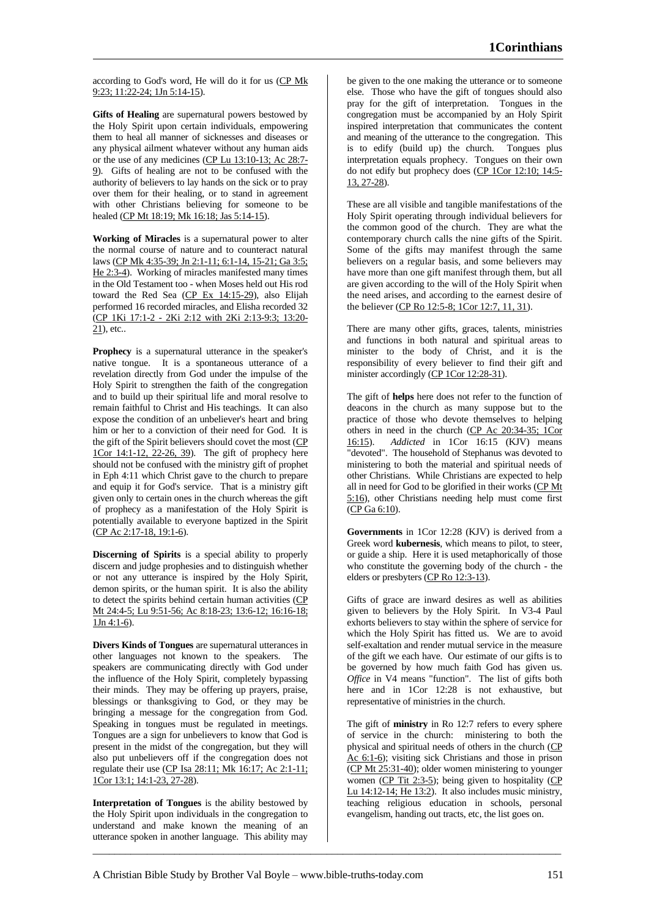according to God's word, He will do it for us (CP Mk 9:23; 11:22-24; 1Jn 5:14-15).

**Gifts of Healing** are supernatural powers bestowed by the Holy Spirit upon certain individuals, empowering them to heal all manner of sicknesses and diseases or any physical ailment whatever without any human aids or the use of any medicines (CP Lu 13:10-13; Ac 28:7-9). Gifts of healing are not to be confused with the authority of believers to lay hands on the sick or to pray over them for their healing, or to stand in agreement with other Christians believing for someone to be healed (CP Mt 18:19; Mk 16:18; Jas 5:14-15).

**Working of Miracles** is a supernatural power to alter the normal course of nature and to counteract natural laws (CP Mk 4:35-39; Jn 2:1-11; 6:1-14, 15-21; Ga 3:5; He 2:3-4). Working of miracles manifested many times in the Old Testament too - when Moses held out His rod toward the Red Sea (CP Ex 14:15-29), also Elijah performed 16 recorded miracles, and Elisha recorded 32 (CP 1Ki 17:1-2 - 2Ki 2:12 with 2Ki 2:13-9:3; 13:20-21), etc..

**Prophecy** is a supernatural utterance in the speaker's native tongue. It is a spontaneous utterance of a revelation directly from God under the impulse of the Holy Spirit to strengthen the faith of the congregation and to build up their spiritual life and moral resolve to remain faithful to Christ and His teachings. It can also expose the condition of an unbeliever's heart and bring him or her to a conviction of their need for God. It is the gift of the Spirit believers should covet the most (CP 1Cor 14:1-12, 22-26, 39). The gift of prophecy here should not be confused with the ministry gift of prophet in Eph 4:11 which Christ gave to the church to prepare and equip it for God's service. That is a ministry gift given only to certain ones in the church whereas the gift of prophecy as a manifestation of the Holy Spirit is potentially available to everyone baptized in the Spirit (CP Ac 2:17-18, 19:1-6).

**Discerning of Spirits** is a special ability to properly discern and judge prophesies and to distinguish whether or not any utterance is inspired by the Holy Spirit, demon spirits, or the human spirit. It is also the ability to detect the spirits behind certain human activities (CP Mt 24:4-5; Lu 9:51-56; Ac 8:18-23; 13:6-12; 16:16-18; 1Jn 4:1-6).

**Divers Kinds of Tongues** are supernatural utterances in other languages not known to the speakers. The speakers are communicating directly with God under the influence of the Holy Spirit, completely bypassing their minds. They may be offering up prayers, praise, blessings or thanksgiving to God, or they may be bringing a message for the congregation from God. Speaking in tongues must be regulated in meetings. Tongues are a sign for unbelievers to know that God is present in the midst of the congregation, but they will also put unbelievers off if the congregation does not regulate their use (CP Isa 28:11; Mk 16:17; Ac 2:1-11; 1Cor 13:1; 14:1-23, 27-28).

**Interpretation of Tongues** is the ability bestowed by the Holy Spirit upon individuals in the congregation to understand and make known the meaning of an utterance spoken in another language. This ability may be given to the one making the utterance or to someone else. Those who have the gift of tongues should also pray for the gift of interpretation. Tongues in the congregation must be accompanied by an Holy Spirit inspired interpretation that communicates the content and meaning of the utterance to the congregation. This is to edify (build up) the church. Tongues plus interpretation equals prophecy. Tongues on their own do not edify but prophecy does (CP 1Cor 12:10; 14:5-13, 27-28).

These are all visible and tangible manifestations of the Holy Spirit operating through individual believers for the common good of the church. They are what the contemporary church calls the nine gifts of the Spirit. Some of the gifts may manifest through the same believers on a regular basis, and some believers may have more than one gift manifest through them, but all are given according to the will of the Holy Spirit when the need arises, and according to the earnest desire of the believer (CP Ro 12:5-8; 1Cor 12:7, 11, 31).

There are many other gifts, graces, talents, ministries and functions in both natural and spiritual areas to minister to the body of Christ, and it is the responsibility of every believer to find their gift and minister accordingly (CP 1Cor 12:28-31).

The gift of **helps** here does not refer to the function of deacons in the church as many suppose but to the practice of those who devote themselves to helping others in need in the church (CP Ac 20:34-35; 1Cor 16:15). *Addicted* in 1Cor 16:15 (KJV) means "devoted". The household of Stephanus was devoted to ministering to both the material and spiritual needs of other Christians. While Christians are expected to help all in need for God to be glorified in their works (CP Mt 5:16), other Christians needing help must come first (CP Ga 6:10).

**Governments** in 1Cor 12:28 (KJV) is derived from a Greek word **kubernesis**, which means to pilot, to steer, or guide a ship. Here it is used metaphorically of those who constitute the governing body of the church - the elders or presbyters (CP Ro 12:3-13).

Gifts of grace are inward desires as well as abilities given to believers by the Holy Spirit. In V3-4 Paul exhorts believers to stay within the sphere of service for which the Holy Spirit has fitted us. We are to avoid self-exaltation and render mutual service in the measure of the gift we each have. Our estimate of our gifts is to be governed by how much faith God has given us. *Office* in V4 means "function". The list of gifts both here and in 1Cor 12:28 is not exhaustive, but representative of ministries in the church.

The gift of **ministry** in Ro 12:7 refers to every sphere of service in the church: ministering to both the physical and spiritual needs of others in the church (CP Ac 6:1-6); visiting sick Christians and those in prison (CP Mt 25:31-40); older women ministering to younger women (CP Tit 2:3-5); being given to hospitality (CP Lu 14:12-14; He 13:2). It also includes music ministry, teaching religious education in schools, personal evangelism, handing out tracts, etc, the list goes on.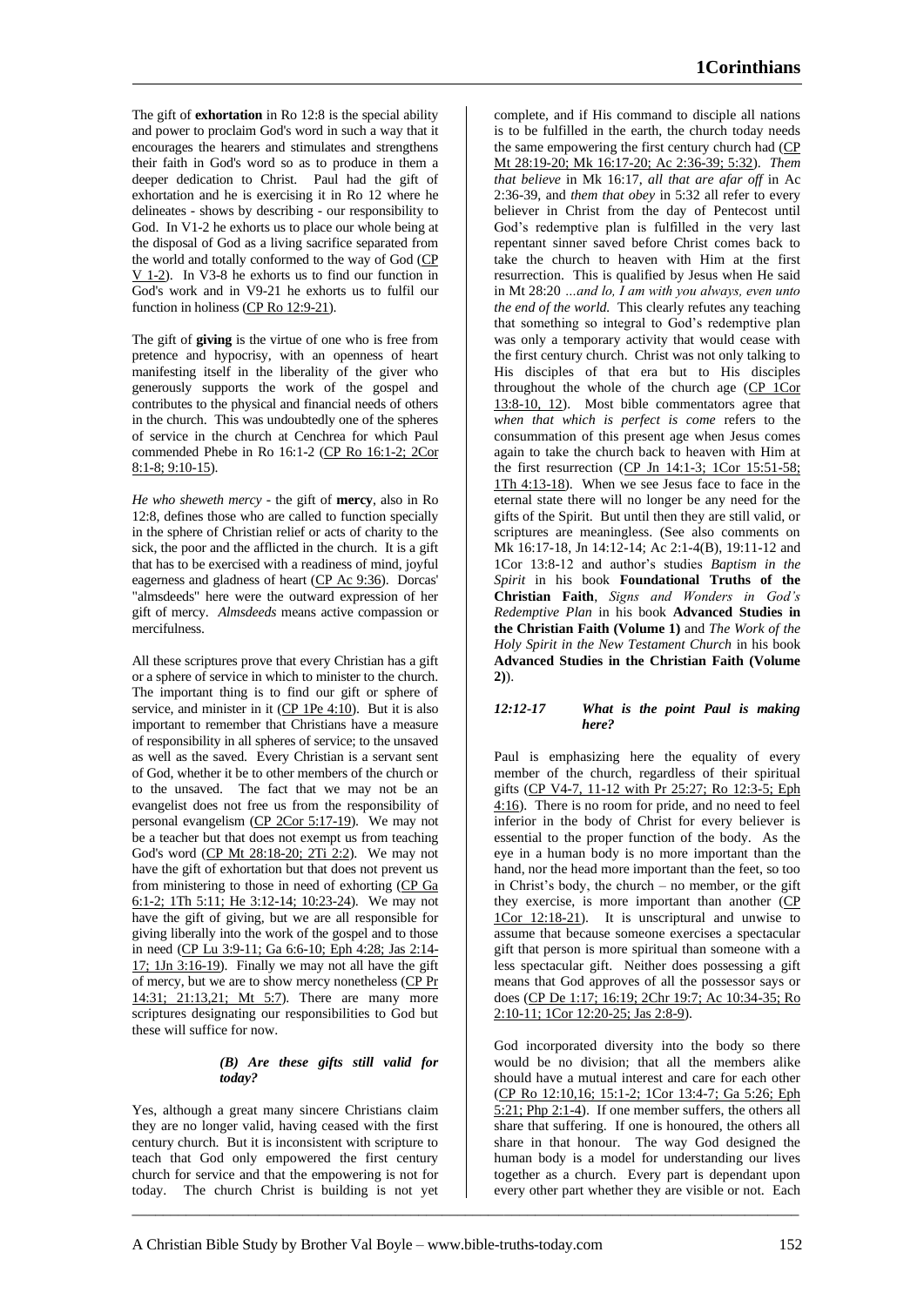The gift of **exhortation** in Ro 12:8 is the special ability and power to proclaim God's word in such a way that it encourages the hearers and stimulates and strengthens their faith in God's word so as to produce in them a deeper dedication to Christ. Paul had the gift of exhortation and he is exercising it in Ro 12 where he delineates - shows by describing - our responsibility to God. In V1-2 he exhorts us to place our whole being at the disposal of God as a living sacrifice separated from the world and totally conformed to the way of God (CP V 1-2). In V3-8 he exhorts us to find our function in God's work and in V9-21 he exhorts us to fulfil our function in holiness (CP Ro 12:9-21).

The gift of **giving** is the virtue of one who is free from pretence and hypocrisy, with an openness of heart manifesting itself in the liberality of the giver who generously supports the work of the gospel and contributes to the physical and financial needs of others in the church. This was undoubtedly one of the spheres of service in the church at Cenchrea for which Paul commended Phebe in Ro 16:1-2 (CP Ro 16:1-2; 2Cor 8:1-8; 9:10-15).

*He who sheweth mercy* - the gift of **mercy**, also in Ro 12:8, defines those who are called to function specially in the sphere of Christian relief or acts of charity to the sick, the poor and the afflicted in the church. It is a gift that has to be exercised with a readiness of mind, joyful eagerness and gladness of heart (CP Ac 9:36). Dorcas' "almsdeeds" here were the outward expression of her gift of mercy. *Almsdeeds* means active compassion or mercifulness.

All these scriptures prove that every Christian has a gift or a sphere of service in which to minister to the church. The important thing is to find our gift or sphere of service, and minister in it (CP 1Pe 4:10). But it is also important to remember that Christians have a measure of responsibility in all spheres of service; to the unsaved as well as the saved. Every Christian is a servant sent of God, whether it be to other members of the church or to the unsaved. The fact that we may not be an evangelist does not free us from the responsibility of personal evangelism (CP 2Cor 5:17-19). We may not be a teacher but that does not exempt us from teaching God's word (CP Mt 28:18-20; 2Ti 2:2). We may not have the gift of exhortation but that does not prevent us from ministering to those in need of exhorting (CP Ga 6:1-2; 1Th 5:11; He 3:12-14; 10:23-24). We may not have the gift of giving, but we are all responsible for giving liberally into the work of the gospel and to those in need (CP Lu 3:9-11; Ga 6:6-10; Eph 4:28; Jas 2:14-17; 1Jn 3:16-19). Finally we may not all have the gift of mercy, but we are to show mercy nonetheless (CP Pr 14:31; 21:13,21; Mt 5:7). There are many more scriptures designating our responsibilities to God but these will suffice for now.

#### *(B) Are these gifts still valid for today?*

Yes, although a great many sincere Christians claim they are no longer valid, having ceased with the first century church. But it is inconsistent with scripture to teach that God only empowered the first century church for service and that the empowering is not for today. The church Christ is building is not yet complete, and if His command to disciple all nations is to be fulfilled in the earth, the church today needs the same empowering the first century church had (CP Mt 28:19-20; Mk 16:17-20; Ac 2:36-39; 5:32). *Them that believe* in Mk 16:17, *all that are afar off* in Ac 2:36-39, and *them that obey* in 5:32 all refer to every believer in Christ from the day of Pentecost until God's redemptive plan is fulfilled in the very last repentant sinner saved before Christ comes back to take the church to heaven with Him at the first resurrection. This is qualified by Jesus when He said in Mt 28:20 *...and lo, I am with you always, even unto the end of the world.* This clearly refutes any teaching that something so integral to God's redemptive plan was only a temporary activity that would cease with the first century church. Christ was not only talking to His disciples of that era but to His disciples throughout the whole of the church age (CP 1Cor 13:8-10, 12). Most bible commentators agree that *when that which is perfect is come* refers to the consummation of this present age when Jesus comes again to take the church back to heaven with Him at the first resurrection (CP Jn 14:1-3; 1Cor 15:51-58; 1Th 4:13-18). When we see Jesus face to face in the eternal state there will no longer be any need for the gifts of the Spirit. But until then they are still valid, or scriptures are meaningless. (See also comments on Mk 16:17-18, Jn 14:12-14; Ac 2:1-4(B), 19:11-12 and 1Cor 13:8-12 and author's studies *Baptism in the Spirit* in his book **Foundational Truths of the Christian Faith**, *Signs and Wonders in God's Redemptive Plan* in his book **Advanced Studies in the Christian Faith (Volume 1)** and *The Work of the Holy Spirit in the New Testament Church* in his book **Advanced Studies in the Christian Faith (Volume 2)**).

#### *12:12-17 What is the point Paul is making here?*

Paul is emphasizing here the equality of every member of the church, regardless of their spiritual gifts (CP V4-7, 11-12 with Pr 25:27; Ro 12:3-5; Eph 4:16). There is no room for pride, and no need to feel inferior in the body of Christ for every believer is essential to the proper function of the body. As the eye in a human body is no more important than the hand, nor the head more important than the feet, so too in Christ's body, the church – no member, or the gift they exercise, is more important than another (CP 1Cor 12:18-21). It is unscriptural and unwise to assume that because someone exercises a spectacular gift that person is more spiritual than someone with a less spectacular gift. Neither does possessing a gift means that God approves of all the possessor says or does (CP De 1:17; 16:19; 2Chr 19:7; Ac 10:34-35; Ro 2:10-11; 1Cor 12:20-25; Jas 2:8-9).

God incorporated diversity into the body so there would be no division; that all the members alike should have a mutual interest and care for each other (CP Ro 12:10,16; 15:1-2; 1Cor 13:4-7; Ga 5:26; Eph 5:21; Php 2:1-4). If one member suffers, the others all share that suffering. If one is honoured, the others all share in that honour. The way God designed the human body is a model for understanding our lives together as a church. Every part is dependant upon every other part whether they are visible or not. Each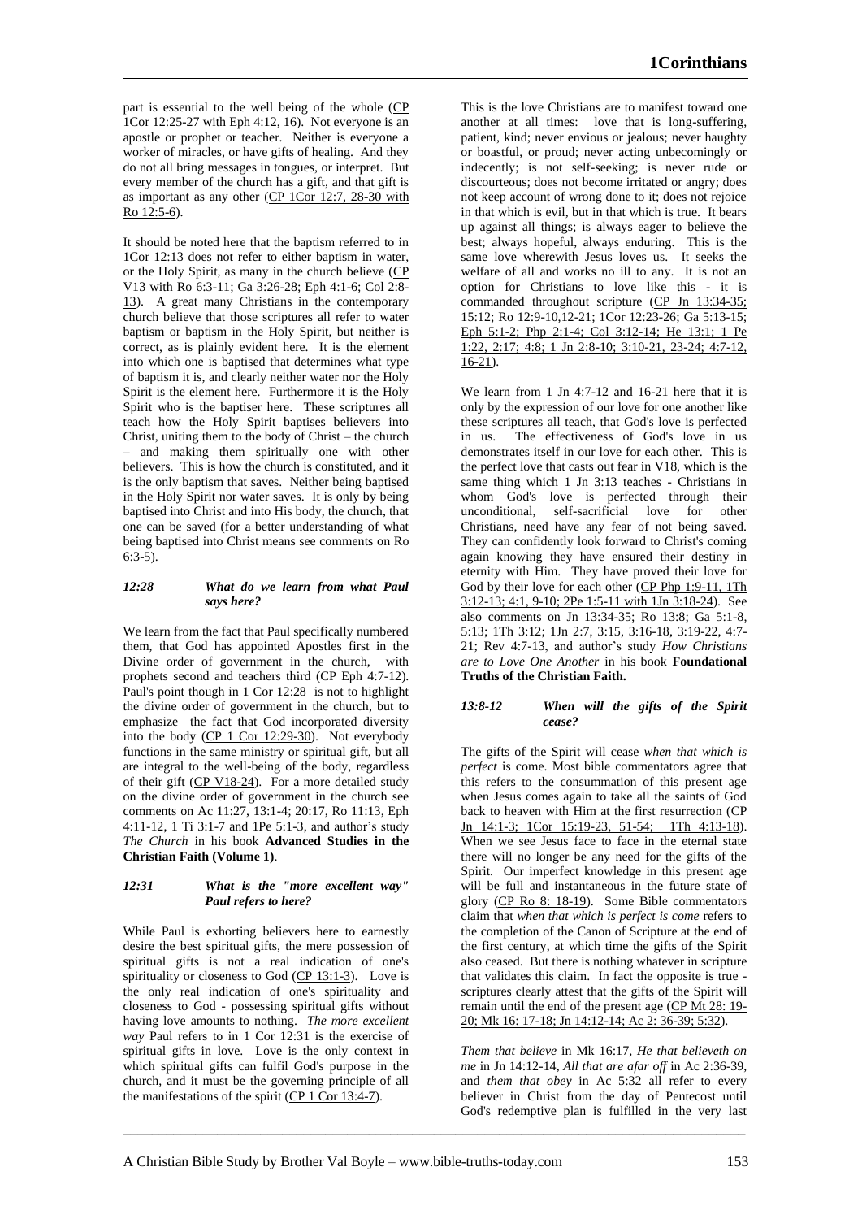part is essential to the well being of the whole (CP 1Cor 12:25-27 with Eph 4:12, 16). Not everyone is an apostle or prophet or teacher. Neither is everyone a worker of miracles, or have gifts of healing. And they do not all bring messages in tongues, or interpret. But every member of the church has a gift, and that gift is as important as any other (CP 1Cor 12:7, 28-30 with Ro 12:5-6).

It should be noted here that the baptism referred to in 1Cor 12:13 does not refer to either baptism in water, or the Holy Spirit, as many in the church believe (CP V13 with Ro 6:3-11; Ga 3:26-28; Eph 4:1-6; Col 2:8-13). A great many Christians in the contemporary church believe that those scriptures all refer to water baptism or baptism in the Holy Spirit, but neither is correct, as is plainly evident here. It is the element into which one is baptised that determines what type of baptism it is, and clearly neither water nor the Holy Spirit is the element here. Furthermore it is the Holy Spirit who is the baptiser here. These scriptures all teach how the Holy Spirit baptises believers into Christ, uniting them to the body of Christ – the church – and making them spiritually one with other believers. This is how the church is constituted, and it is the only baptism that saves. Neither being baptised in the Holy Spirit nor water saves. It is only by being baptised into Christ and into His body, the church, that one can be saved (for a better understanding of what being baptised into Christ means see comments on Ro 6:3-5).

#### *12:28 What do we learn from what Paul says here?*

We learn from the fact that Paul specifically numbered them, that God has appointed Apostles first in the Divine order of government in the church, with prophets second and teachers third (CP Eph 4:7-12). Paul's point though in 1 Cor 12:28 is not to highlight the divine order of government in the church, but to emphasize the fact that God incorporated diversity into the body (CP 1 Cor 12:29-30). Not everybody functions in the same ministry or spiritual gift, but all are integral to the well-being of the body, regardless of their gift (CP V18-24). For a more detailed study on the divine order of government in the church see comments on Ac 11:27, 13:1-4; 20:17, Ro 11:13, Eph 4:11-12, 1 Ti 3:1-7 and 1Pe 5:1-3, and author's study *The Church* in his book **Advanced Studies in the Christian Faith (Volume 1)**.

#### *12:31 What is the "more excellent way" Paul refers to here?*

While Paul is exhorting believers here to earnestly desire the best spiritual gifts, the mere possession of spiritual gifts is not a real indication of one's spirituality or closeness to God (CP 13:1-3). Love is the only real indication of one's spirituality and closeness to God - possessing spiritual gifts without having love amounts to nothing. *The more excellent way* Paul refers to in 1 Cor 12:31 is the exercise of spiritual gifts in love. Love is the only context in which spiritual gifts can fulfil God's purpose in the church, and it must be the governing principle of all the manifestations of the spirit (CP 1 Cor 13:4-7).

This is the love Christians are to manifest toward one another at all times: love that is long-suffering, patient, kind; never envious or jealous; never haughty or boastful, or proud; never acting unbecomingly or indecently; is not self-seeking; is never rude or discourteous; does not become irritated or angry; does not keep account of wrong done to it; does not rejoice in that which is evil, but in that which is true. It bears up against all things; is always eager to believe the best; always hopeful, always enduring. This is the same love wherewith Jesus loves us. It seeks the welfare of all and works no ill to any. It is not an option for Christians to love like this - it is commanded throughout scripture (CP Jn 13:34-35; 15:12; Ro 12:9-10,12-21; 1Cor 12:23-26; Ga 5:13-15; Eph 5:1-2; Php 2:1-4; Col 3:12-14; He 13:1; 1 Pe 1:22, 2:17; 4:8; 1 Jn 2:8-10; 3:10-21, 23-24; 4:7-12, 16-21).

We learn from 1 Jn 4:7-12 and 16-21 here that it is only by the expression of our love for one another like these scriptures all teach, that God's love is perfected in us. The effectiveness of God's love in us demonstrates itself in our love for each other. This is the perfect love that casts out fear in V18, which is the same thing which 1 Jn 3:13 teaches - Christians in whom God's love is perfected through their unconditional, self-sacrificial love for other Christians, need have any fear of not being saved. They can confidently look forward to Christ's coming again knowing they have ensured their destiny in eternity with Him. They have proved their love for God by their love for each other (CP Php 1:9-11, 1Th 3:12-13; 4:1, 9-10; 2Pe 1:5-11 with 1Jn 3:18-24). See also comments on Jn 13:34-35; Ro 13:8; Ga 5:1-8, 5:13; 1Th 3:12; 1Jn 2:7, 3:15, 3:16-18, 3:19-22, 4:7-21; Rev 4:7-13, and author's study *How Christians are to Love One Another* in his book **Foundational Truths of the Christian Faith.**

#### *13:8-12 When will the gifts of the Spirit cease?*

The gifts of the Spirit will cease *when that which is perfect* is come. Most bible commentators agree that this refers to the consummation of this present age when Jesus comes again to take all the saints of God back to heaven with Him at the first resurrection (CP Jn 14:1-3; 1Cor 15:19-23, 51-54; 1Th 4:13-18). When we see Jesus face to face in the eternal state there will no longer be any need for the gifts of the Spirit. Our imperfect knowledge in this present age will be full and instantaneous in the future state of glory (CP Ro 8: 18-19). Some Bible commentators claim that *when that which is perfect is come* refers to the completion of the Canon of Scripture at the end of the first century, at which time the gifts of the Spirit also ceased. But there is nothing whatever in scripture that validates this claim. In fact the opposite is true - scriptures clearly attest that the gifts of the Spirit will remain until the end of the present age (CP Mt 28: 19-20; Mk 16: 17-18; Jn 14:12-14; Ac 2: 36-39; 5:32).

*Them that believe* in Mk 16:17, *He that believeth on me* in Jn 14:12-14, *All that are afar off* in Ac 2:36-39, and *them that obey* in Ac 5:32 all refer to every believer in Christ from the day of Pentecost until God's redemptive plan is fulfilled in the very last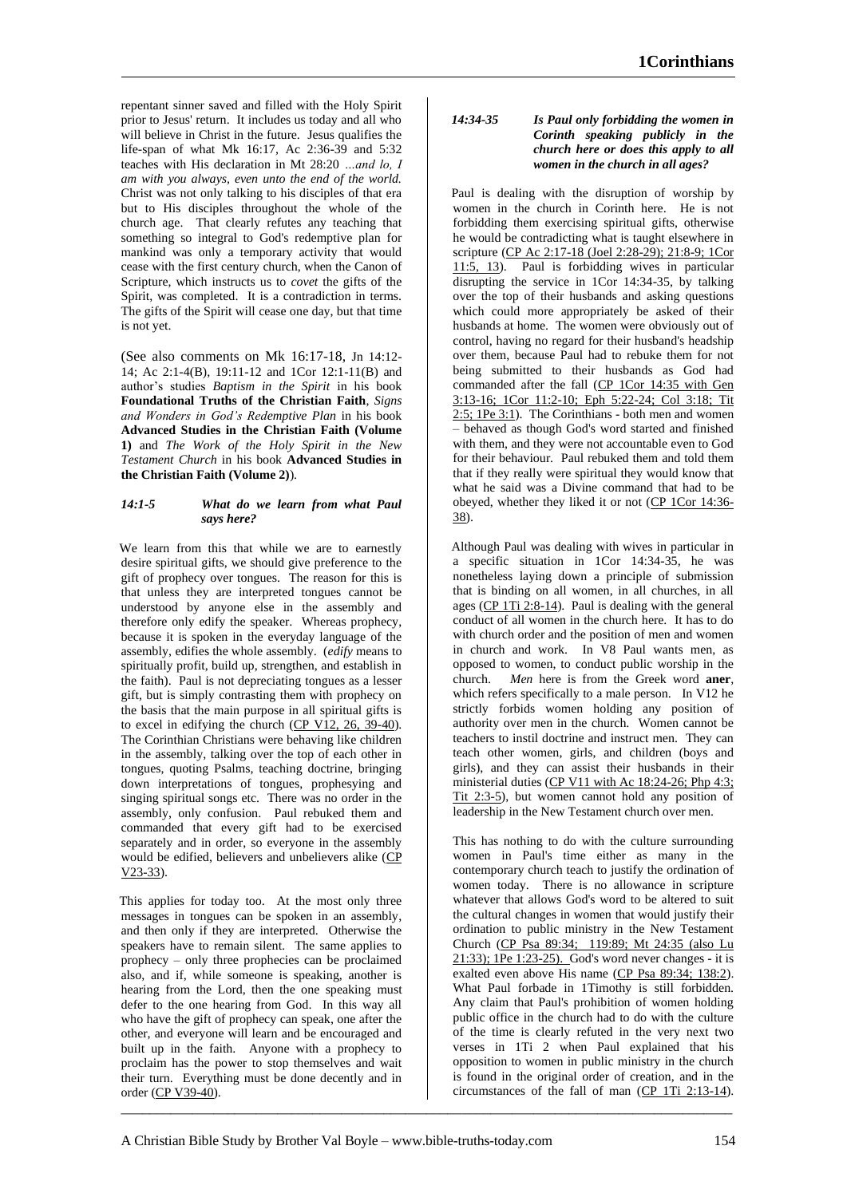repentant sinner saved and filled with the Holy Spirit prior to Jesus' return. It includes us today and all who will believe in Christ in the future. Jesus qualifies the life-span of what Mk 16:17, Ac 2:36-39 and 5:32 teaches with His declaration in Mt 28:20 *...and lo, I am with you always, even unto the end of the world.* Christ was not only talking to his disciples of that era but to His disciples throughout the whole of the church age. That clearly refutes any teaching that something so integral to God's redemptive plan for mankind was only a temporary activity that would cease with the first century church, when the Canon of Scripture, which instructs us to *covet* the gifts of the Spirit, was completed. It is a contradiction in terms. The gifts of the Spirit will cease one day, but that time is not yet.

(See also comments on Mk 16:17-18, Jn 14:12-14; Ac 2:1-4(B), 19:11-12 and 1Cor 12:1-11(B) and author's studies *Baptism in the Spirit* in his book **Foundational Truths of the Christian Faith**, *Signs and Wonders in God's Redemptive Plan* in his book **Advanced Studies in the Christian Faith (Volume 1)** and *The Work of the Holy Spirit in the New Testament Church* in his book **Advanced Studies in the Christian Faith (Volume 2)**).

***14:1-5 What do we learn from what Paul says here?***

We learn from this that while we are to earnestly desire spiritual gifts, we should give preference to the gift of prophecy over tongues. The reason for this is that unless they are interpreted tongues cannot be understood by anyone else in the assembly and therefore only edify the speaker. Whereas prophecy, because it is spoken in the everyday language of the assembly, edifies the whole assembly. (*edify* means to spiritually profit, build up, strengthen, and establish in the faith). Paul is not depreciating tongues as a lesser gift, but is simply contrasting them with prophecy on the basis that the main purpose in all spiritual gifts is to excel in edifying the church (CP V12, 26, 39-40). The Corinthian Christians were behaving like children in the assembly, talking over the top of each other in tongues, quoting Psalms, teaching doctrine, bringing down interpretations of tongues, prophesying and singing spiritual songs etc. There was no order in the assembly, only confusion. Paul rebuked them and commanded that every gift had to be exercised separately and in order, so everyone in the assembly would be edified, believers and unbelievers alike (CP V23-33).

This applies for today too. At the most only three messages in tongues can be spoken in an assembly, and then only if they are interpreted. Otherwise the speakers have to remain silent. The same applies to prophecy – only three prophecies can be proclaimed also, and if, while someone is speaking, another is hearing from the Lord, then the one speaking must defer to the one hearing from God. In this way all who have the gift of prophecy can speak, one after the other, and everyone will learn and be encouraged and built up in the faith. Anyone with a prophecy to proclaim has the power to stop themselves and wait their turn. Everything must be done decently and in order (CP V39-40).

***14:34-35 Is Paul only forbidding the women in Corinth speaking publicly in the church here or does this apply to all women in the church in all ages?***

Paul is dealing with the disruption of worship by women in the church in Corinth here. He is not forbidding them exercising spiritual gifts, otherwise he would be contradicting what is taught elsewhere in scripture (CP Ac 2:17-18 (Joel 2:28-29); 21:8-9; 1Cor 11:5, 13). Paul is forbidding wives in particular disrupting the service in 1Cor 14:34-35, by talking over the top of their husbands and asking questions which could more appropriately be asked of their husbands at home. The women were obviously out of control, having no regard for their husband's headship over them, because Paul had to rebuke them for not being submitted to their husbands as God had commanded after the fall (CP 1Cor 14:35 with Gen 3:13-16; 1Cor 11:2-10; Eph 5:22-24; Col 3:18; Tit 2:5; 1Pe 3:1). The Corinthians - both men and women – behaved as though God's word started and finished with them, and they were not accountable even to God for their behaviour. Paul rebuked them and told them that if they really were spiritual they would know that what he said was a Divine command that had to be obeyed, whether they liked it or not (CP 1Cor 14:36-38).

Although Paul was dealing with wives in particular in a specific situation in 1Cor 14:34-35, he was nonetheless laying down a principle of submission that is binding on all women, in all churches, in all ages (CP 1Ti 2:8-14). Paul is dealing with the general conduct of all women in the church here. It has to do with church order and the position of men and women in church and work. In V8 Paul wants men, as opposed to women, to conduct public worship in the church. *Men* here is from the Greek word **aner**, which refers specifically to a male person. In V12 he strictly forbids women holding any position of authority over men in the church. Women cannot be teachers to instil doctrine and instruct men. They can teach other women, girls, and children (boys and girls), and they can assist their husbands in their ministerial duties (CP V11 with Ac 18:24-26; Php 4:3; Tit 2:3-5), but women cannot hold any position of leadership in the New Testament church over men.

This has nothing to do with the culture surrounding women in Paul's time either as many in the contemporary church teach to justify the ordination of women today. There is no allowance in scripture whatever that allows God's word to be altered to suit the cultural changes in women that would justify their ordination to public ministry in the New Testament Church (CP Psa 89:34; 119:89; Mt 24:35 (also Lu 21:33); 1Pe 1:23-25). God's word never changes - it is exalted even above His name (CP Psa 89:34; 138:2). What Paul forbade in 1Timothy is still forbidden. Any claim that Paul's prohibition of women holding public office in the church had to do with the culture of the time is clearly refuted in the very next two verses in 1Ti 2 when Paul explained that his opposition to women in public ministry in the church is found in the original order of creation, and in the circumstances of the fall of man (CP 1Ti 2:13-14).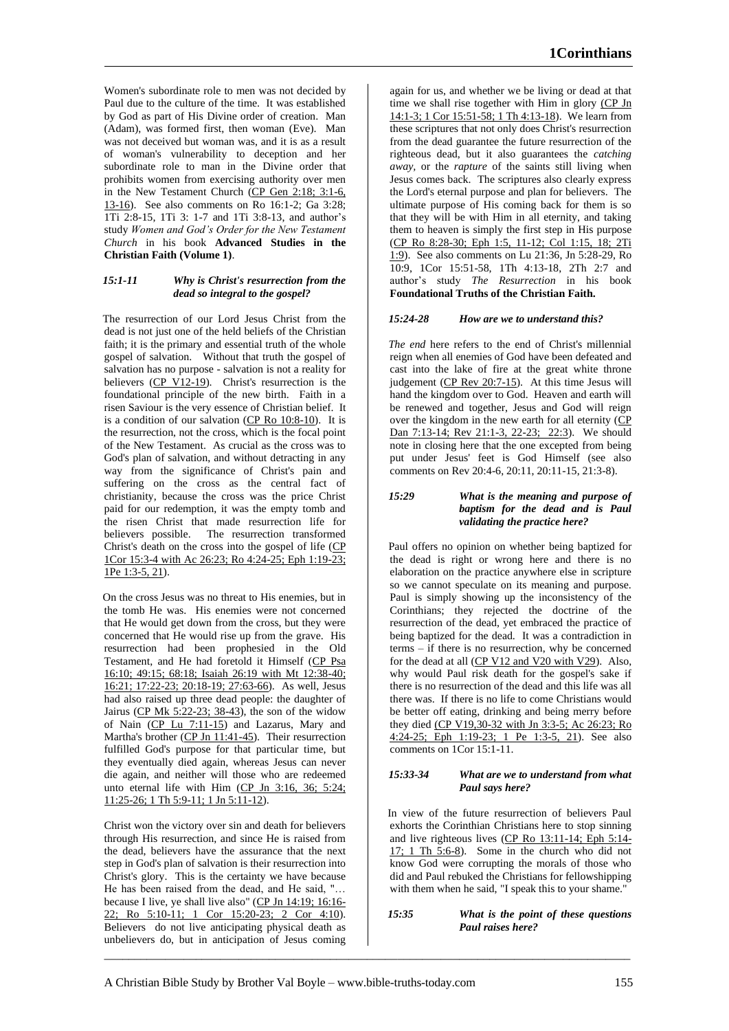Women's subordinate role to men was not decided by Paul due to the culture of the time. It was established by God as part of His Divine order of creation. Man (Adam), was formed first, then woman (Eve). Man was not deceived but woman was, and it is as a result of woman's vulnerability to deception and her subordinate role to man in the Divine order that prohibits women from exercising authority over men in the New Testament Church (CP Gen 2:18; 3:1-6, 13-16). See also comments on Ro 16:1-2; Ga 3:28; 1Ti 2:8-15, 1Ti 3: 1-7 and 1Ti 3:8-13, and author's study *Women and God's Order for the New Testament Church* in his book **Advanced Studies in the Christian Faith (Volume 1)**.

#### *15:1-11 Why is Christ's resurrection from the dead so integral to the gospel?*

The resurrection of our Lord Jesus Christ from the dead is not just one of the held beliefs of the Christian faith; it is the primary and essential truth of the whole gospel of salvation. Without that truth the gospel of salvation has no purpose - salvation is not a reality for believers (CP V12-19). Christ's resurrection is the foundational principle of the new birth. Faith in a risen Saviour is the very essence of Christian belief. It is a condition of our salvation (CP Ro 10:8-10). It is the resurrection, not the cross, which is the focal point of the New Testament. As crucial as the cross was to God's plan of salvation, and without detracting in any way from the significance of Christ's pain and suffering on the cross as the central fact of christianity, because the cross was the price Christ paid for our redemption, it was the empty tomb and the risen Christ that made resurrection life for believers possible. The resurrection transformed Christ's death on the cross into the gospel of life (CP 1Cor 15:3-4 with Ac 26:23; Ro 4:24-25; Eph 1:19-23; 1Pe 1:3-5, 21).

On the cross Jesus was no threat to His enemies, but in the tomb He was. His enemies were not concerned that He would get down from the cross, but they were concerned that He would rise up from the grave. His resurrection had been prophesied in the Old Testament, and He had foretold it Himself (CP Psa 16:10; 49:15; 68:18; Isaiah 26:19 with Mt 12:38-40; 16:21; 17:22-23; 20:18-19; 27:63-66). As well, Jesus had also raised up three dead people: the daughter of Jairus (CP Mk 5:22-23; 38-43), the son of the widow of Nain (CP Lu 7:11-15) and Lazarus, Mary and Martha's brother (CP Jn 11:41-45). Their resurrection fulfilled God's purpose for that particular time, but they eventually died again, whereas Jesus can never die again, and neither will those who are redeemed unto eternal life with Him (CP Jn 3:16, 36; 5:24; 11:25-26; 1 Th 5:9-11; 1 Jn 5:11-12).

Christ won the victory over sin and death for believers through His resurrection, and since He is raised from the dead, believers have the assurance that the next step in God's plan of salvation is their resurrection into Christ's glory. This is the certainty we have because He has been raised from the dead, and He said, "… because I live, ye shall live also" (CP Jn 14:19; 16:16-22; Ro 5:10-11; 1 Cor 15:20-23; 2 Cor 4:10). Believers do not live anticipating physical death as unbelievers do, but in anticipation of Jesus coming again for us, and whether we be living or dead at that time we shall rise together with Him in glory (CP Jn 14:1-3; 1 Cor 15:51-58; 1 Th 4:13-18). We learn from these scriptures that not only does Christ's resurrection from the dead guarantee the future resurrection of the righteous dead, but it also guarantees the *catching away*, or the *rapture* of the saints still living when Jesus comes back. The scriptures also clearly express the Lord's eternal purpose and plan for believers. The ultimate purpose of His coming back for them is so that they will be with Him in all eternity, and taking them to heaven is simply the first step in His purpose (CP Ro 8:28-30; Eph 1:5, 11-12; Col 1:15, 18; 2Ti 1:9). See also comments on Lu 21:36, Jn 5:28-29, Ro 10:9, 1Cor 15:51-58, 1Th 4:13-18, 2Th 2:7 and author's study *The Resurrection* in his book **Foundational Truths of the Christian Faith.**

#### *15:24-28 How are we to understand this?*

*The end* here refers to the end of Christ's millennial reign when all enemies of God have been defeated and cast into the lake of fire at the great white throne judgement (CP Rev 20:7-15). At this time Jesus will hand the kingdom over to God. Heaven and earth will be renewed and together, Jesus and God will reign over the kingdom in the new earth for all eternity (CP Dan 7:13-14; Rev 21:1-3, 22-23; 22:3). We should note in closing here that the one excepted from being put under Jesus' feet is God Himself (see also comments on Rev 20:4-6, 20:11, 20:11-15, 21:3-8).

#### *15:29 What is the meaning and purpose of baptism for the dead and is Paul validating the practice here?*

Paul offers no opinion on whether being baptized for the dead is right or wrong here and there is no elaboration on the practice anywhere else in scripture so we cannot speculate on its meaning and purpose. Paul is simply showing up the inconsistency of the Corinthians; they rejected the doctrine of the resurrection of the dead, yet embraced the practice of being baptized for the dead. It was a contradiction in terms – if there is no resurrection, why be concerned for the dead at all (CP V12 and V20 with V29). Also, why would Paul risk death for the gospel's sake if there is no resurrection of the dead and this life was all there was. If there is no life to come Christians would be better off eating, drinking and being merry before they died (CP V19,30-32 with Jn 3:3-5; Ac 26:23; Ro 4:24-25; Eph 1:19-23; 1 Pe 1:3-5, 21). See also comments on 1Cor 15:1-11.

#### *15:33-34 What are we to understand from what Paul says here?*

In view of the future resurrection of believers Paul exhorts the Corinthian Christians here to stop sinning and live righteous lives (CP Ro 13:11-14; Eph 5:14-17; 1 Th 5:6-8). Some in the church who did not know God were corrupting the morals of those who did and Paul rebuked the Christians for fellowshipping with them when he said, "I speak this to your shame."

#### *15:35 What is the point of these questions Paul raises here?*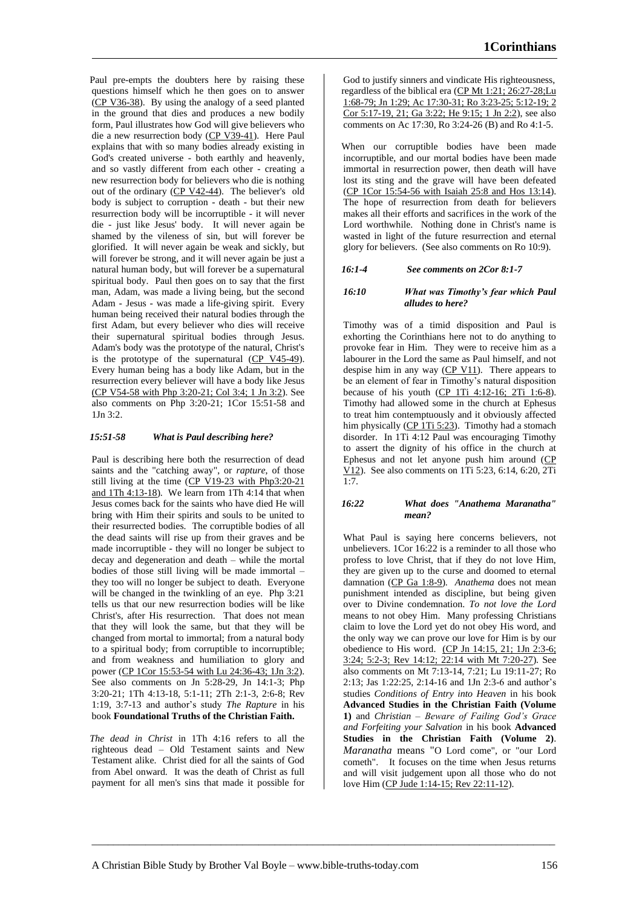Paul pre-empts the doubters here by raising these questions himself which he then goes on to answer (CP V36-38). By using the analogy of a seed planted in the ground that dies and produces a new bodily form, Paul illustrates how God will give believers who die a new resurrection body (CP V39-41). Here Paul explains that with so many bodies already existing in God's created universe - both earthly and heavenly, and so vastly different from each other - creating a new resurrection body for believers who die is nothing out of the ordinary (CP V42-44). The believer's old body is subject to corruption - death - but their new resurrection body will be incorruptible - it will never die - just like Jesus' body. It will never again be shamed by the vileness of sin, but will forever be glorified. It will never again be weak and sickly, but will forever be strong, and it will never again be just a natural human body, but will forever be a supernatural spiritual body. Paul then goes on to say that the first man, Adam, was made a living being, but the second Adam - Jesus - was made a life-giving spirit. Every human being received their natural bodies through the first Adam, but every believer who dies will receive their supernatural spiritual bodies through Jesus. Adam's body was the prototype of the natural, Christ's is the prototype of the supernatural (CP V45-49). Every human being has a body like Adam, but in the resurrection every believer will have a body like Jesus (CP V54-58 with Php 3:20-21; Col 3:4; 1 Jn 3:2). See also comments on Php 3:20-21; 1Cor 15:51-58 and 1Jn 3:2.

### *15:51-58 What is Paul describing here?*

Paul is describing here both the resurrection of dead saints and the "catching away", or *rapture*, of those still living at the time (CP V19-23 with Php3:20-21 and 1Th 4:13-18). We learn from 1Th 4:14 that when Jesus comes back for the saints who have died He will bring with Him their spirits and souls to be united to their resurrected bodies. The corruptible bodies of all the dead saints will rise up from their graves and be made incorruptible - they will no longer be subject to decay and degeneration and death – while the mortal bodies of those still living will be made immortal – they too will no longer be subject to death. Everyone will be changed in the twinkling of an eye. Php 3:21 tells us that our new resurrection bodies will be like Christ's, after His resurrection. That does not mean that they will look the same, but that they will be changed from mortal to immortal; from a natural body to a spiritual body; from corruptible to incorruptible; and from weakness and humiliation to glory and power (CP 1Cor 15:53-54 with Lu 24:36-43; 1Jn 3:2). See also comments on Jn 5:28-29, Jn 14:1-3; Php 3:20-21; 1Th 4:13-18, 5:1-11; 2Th 2:1-3, 2:6-8; Rev 1:19, 3:7-13 and author's study *The Rapture* in his book **Foundational Truths of the Christian Faith.**

*The dead in Christ* in 1Th 4:16 refers to all the righteous dead – Old Testament saints and New Testament alike. Christ died for all the saints of God from Abel onward. It was the death of Christ as full payment for all men's sins that made it possible for God to justify sinners and vindicate His righteousness, regardless of the biblical era (CP Mt 1:21; 26:27-28;Lu 1:68-79; Jn 1:29; Ac 17:30-31; Ro 3:23-25; 5:12-19; 2 Cor 5:17-19, 21; Ga 3:22; He 9:15; 1 Jn 2:2), see also comments on Ac 17:30, Ro 3:24-26 (B) and Ro 4:1-5.

When our corruptible bodies have been made incorruptible, and our mortal bodies have been made immortal in resurrection power, then death will have lost its sting and the grave will have been defeated (CP 1Cor 15:54-56 with Isaiah 25:8 and Hos 13:14). The hope of resurrection from death for believers makes all their efforts and sacrifices in the work of the Lord worthwhile. Nothing done in Christ's name is wasted in light of the future resurrection and eternal glory for believers. (See also comments on Ro 10:9).

### *16:1-4 See comments on 2Cor 8:1-7*

### *16:10 What was Timothy's fear which Paul alludes to here?*

Timothy was of a timid disposition and Paul is exhorting the Corinthians here not to do anything to provoke fear in Him. They were to receive him as a labourer in the Lord the same as Paul himself, and not despise him in any way (CP V11). There appears to be an element of fear in Timothy's natural disposition because of his youth (CP 1Ti 4:12-16; 2Ti 1:6-8). Timothy had allowed some in the church at Ephesus to treat him contemptuously and it obviously affected him physically (CP 1Ti 5:23). Timothy had a stomach disorder. In 1Ti 4:12 Paul was encouraging Timothy to assert the dignity of his office in the church at Ephesus and not let anyone push him around (CP V12). See also comments on 1Ti 5:23, 6:14, 6:20, 2Ti 1:7.

### *16:22 What does "Anathema Maranatha" mean?*

What Paul is saying here concerns believers, not unbelievers. 1Cor 16:22 is a reminder to all those who profess to love Christ, that if they do not love Him, they are given up to the curse and doomed to eternal damnation (CP Ga 1:8-9). *Anathema* does not mean punishment intended as discipline, but being given over to Divine condemnation. *To not love the Lord* means to not obey Him. Many professing Christians claim to love the Lord yet do not obey His word, and the only way we can prove our love for Him is by our obedience to His word. (CP Jn 14:15, 21; 1Jn 2:3-6; 3:24; 5:2-3; Rev 14:12; 22:14 with Mt 7:20-27). See also comments on Mt 7:13-14, 7:21; Lu 19:11-27; Ro 2:13; Jas 1:22:25, 2:14-16 and 1Jn 2:3-6 and author's studies *Conditions of Entry into Heaven* in his book **Advanced Studies in the Christian Faith (Volume 1)** and *Christian – Beware of Failing God's Grace and Forfeiting your Salvation* in his book **Advanced Studies in the Christian Faith (Volume 2)**. *Maranatha* means "O Lord come", or "our Lord cometh". It focuses on the time when Jesus returns and will visit judgement upon all those who do not love Him (CP Jude 1:14-15; Rev 22:11-12).